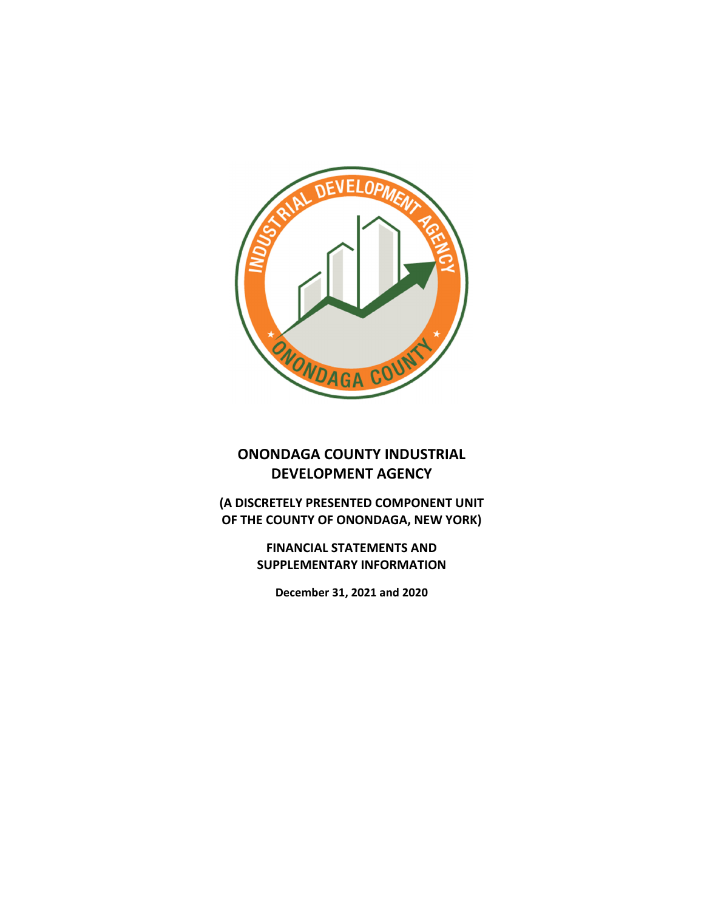# ONONDAGA COUNTY INDUSTRIAL DEVELOPMENT AGENCY

**(A DISCRETELY PRESENTED COMPONENT UNIT OF THE COUNTY OF ONONDAGA, NEW YORK)**

**FINANCIAL STATEMENTS AND SUPPLEMENTARY INFORMATION**

**December 31, 2021 and 2020**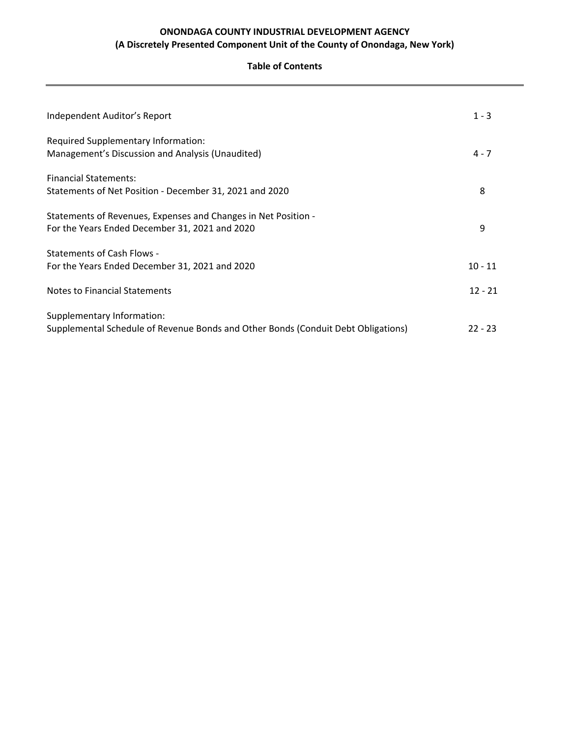**ONONDAGA COUNTY INDUSTRIAL DEVELOPMENT AGENCY**
**(A Discretely Presented Component Unit of the County of Onondaga, New York)**

**Table of Contents**

| | |
|---|---|
| Independent Auditor's Report | 1 - 3 |
| Required Supplementary Information:<br>Management's Discussion and Analysis (Unaudited) | 4 - 7 |
| Financial Statements:<br>Statements of Net Position - December 31, 2021 and 2020 | 8 |
| Statements of Revenues, Expenses and Changes in Net Position -<br>For the Years Ended December 31, 2021 and 2020 | 9 |
| Statements of Cash Flows -<br>For the Years Ended December 31, 2021 and 2020 | 10 - 11 |
| Notes to Financial Statements | 12 - 21 |
| Supplementary Information:<br>Supplemental Schedule of Revenue Bonds and Other Bonds (Conduit Debt Obligations) | 22 - 23 |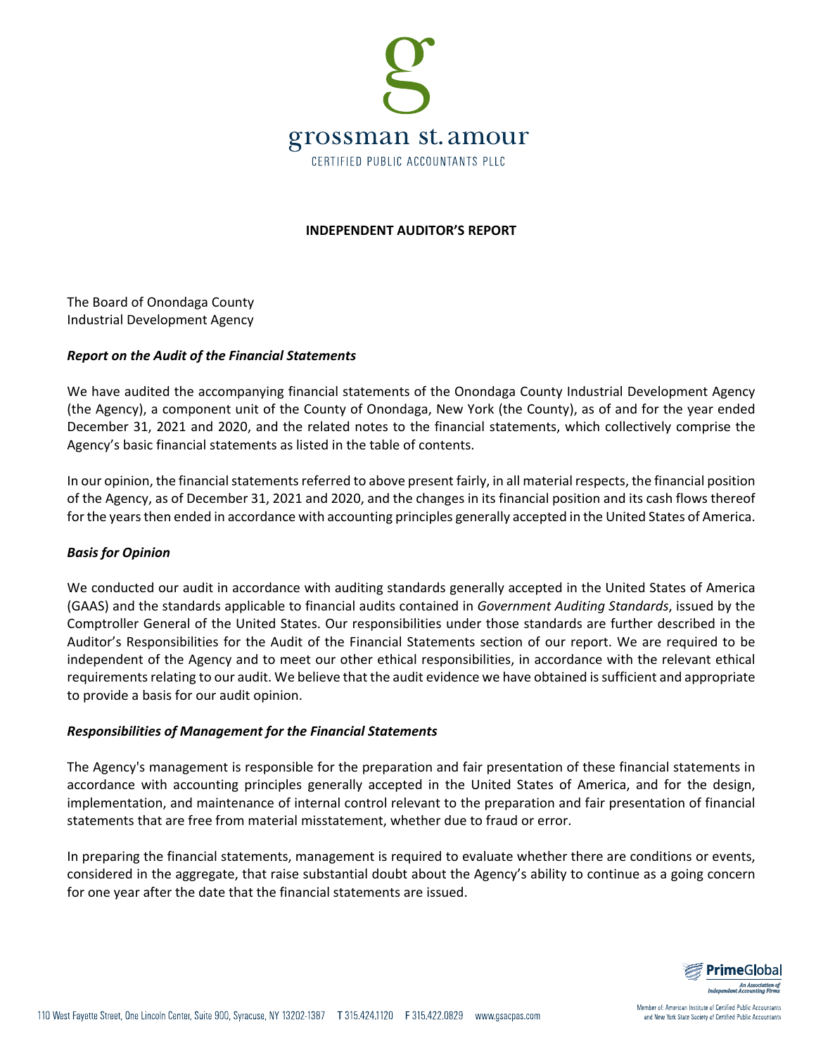## INDEPENDENT AUDITOR'S REPORT

The Board of Onondaga County
Industrial Development Agency

### *Report on the Audit of the Financial Statements*

We have audited the accompanying financial statements of the Onondaga County Industrial Development Agency (the Agency), a component unit of the County of Onondaga, New York (the County), as of and for the year ended December 31, 2021 and 2020, and the related notes to the financial statements, which collectively comprise the Agency's basic financial statements as listed in the table of contents.

In our opinion, the financial statements referred to above present fairly, in all material respects, the financial position of the Agency, as of December 31, 2021 and 2020, and the changes in its financial position and its cash flows thereof for the years then ended in accordance with accounting principles generally accepted in the United States of America.

### *Basis for Opinion*

We conducted our audit in accordance with auditing standards generally accepted in the United States of America (GAAS) and the standards applicable to financial audits contained in *Government Auditing Standards*, issued by the Comptroller General of the United States. Our responsibilities under those standards are further described in the Auditor's Responsibilities for the Audit of the Financial Statements section of our report. We are required to be independent of the Agency and to meet our other ethical responsibilities, in accordance with the relevant ethical requirements relating to our audit. We believe that the audit evidence we have obtained is sufficient and appropriate to provide a basis for our audit opinion.

### *Responsibilities of Management for the Financial Statements*

The Agency's management is responsible for the preparation and fair presentation of these financial statements in accordance with accounting principles generally accepted in the United States of America, and for the design, implementation, and maintenance of internal control relevant to the preparation and fair presentation of financial statements that are free from material misstatement, whether due to fraud or error.

In preparing the financial statements, management is required to evaluate whether there are conditions or events, considered in the aggregate, that raise substantial doubt about the Agency's ability to continue as a going concern for one year after the date that the financial statements are issued.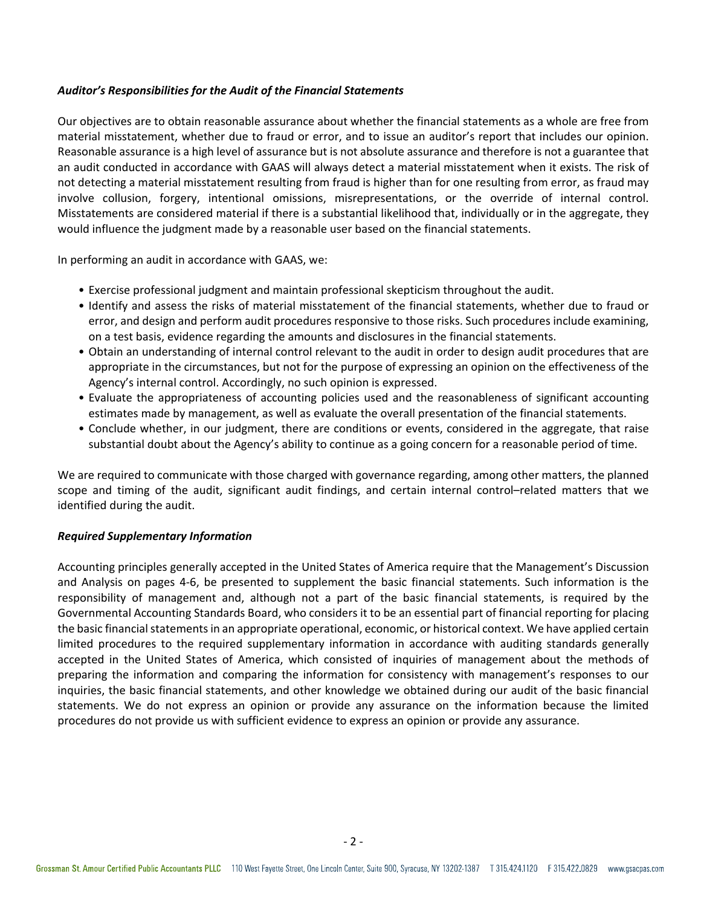***Auditor's Responsibilities for the Audit of the Financial Statements***

Our objectives are to obtain reasonable assurance about whether the financial statements as a whole are free from material misstatement, whether due to fraud or error, and to issue an auditor's report that includes our opinion. Reasonable assurance is a high level of assurance but is not absolute assurance and therefore is not a guarantee that an audit conducted in accordance with GAAS will always detect a material misstatement when it exists. The risk of not detecting a material misstatement resulting from fraud is higher than for one resulting from error, as fraud may involve collusion, forgery, intentional omissions, misrepresentations, or the override of internal control. Misstatements are considered material if there is a substantial likelihood that, individually or in the aggregate, they would influence the judgment made by a reasonable user based on the financial statements.

In performing an audit in accordance with GAAS, we:

- Exercise professional judgment and maintain professional skepticism throughout the audit.
- Identify and assess the risks of material misstatement of the financial statements, whether due to fraud or error, and design and perform audit procedures responsive to those risks. Such procedures include examining, on a test basis, evidence regarding the amounts and disclosures in the financial statements.
- Obtain an understanding of internal control relevant to the audit in order to design audit procedures that are appropriate in the circumstances, but not for the purpose of expressing an opinion on the effectiveness of the Agency's internal control. Accordingly, no such opinion is expressed.
- Evaluate the appropriateness of accounting policies used and the reasonableness of significant accounting estimates made by management, as well as evaluate the overall presentation of the financial statements.
- Conclude whether, in our judgment, there are conditions or events, considered in the aggregate, that raise substantial doubt about the Agency's ability to continue as a going concern for a reasonable period of time.

We are required to communicate with those charged with governance regarding, among other matters, the planned scope and timing of the audit, significant audit findings, and certain internal control–related matters that we identified during the audit.

***Required Supplementary Information***

Accounting principles generally accepted in the United States of America require that the Management's Discussion and Analysis on pages 4-6, be presented to supplement the basic financial statements. Such information is the responsibility of management and, although not a part of the basic financial statements, is required by the Governmental Accounting Standards Board, who considers it to be an essential part of financial reporting for placing the basic financial statements in an appropriate operational, economic, or historical context. We have applied certain limited procedures to the required supplementary information in accordance with auditing standards generally accepted in the United States of America, which consisted of inquiries of management about the methods of preparing the information and comparing the information for consistency with management's responses to our inquiries, the basic financial statements, and other knowledge we obtained during our audit of the basic financial statements. We do not express an opinion or provide any assurance on the information because the limited procedures do not provide us with sufficient evidence to express an opinion or provide any assurance.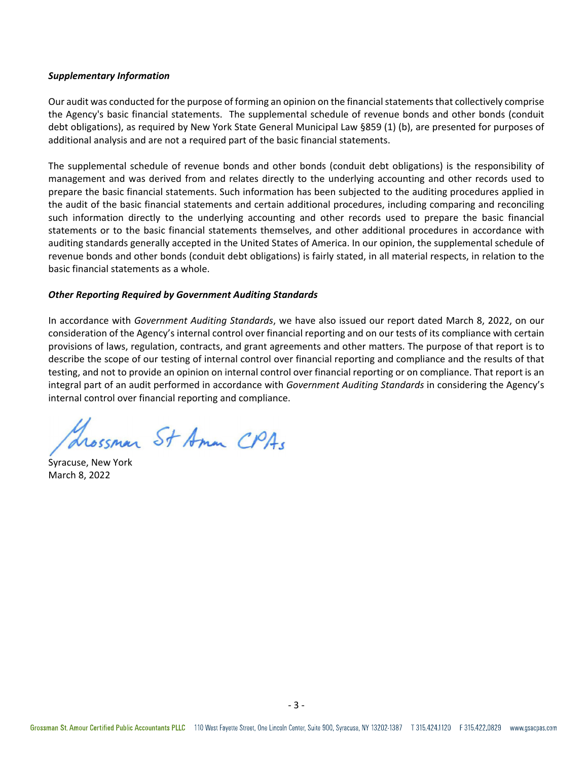***Supplementary Information***

Our audit was conducted for the purpose of forming an opinion on the financial statements that collectively comprise the Agency's basic financial statements. The supplemental schedule of revenue bonds and other bonds (conduit debt obligations), as required by New York State General Municipal Law §859 (1) (b), are presented for purposes of additional analysis and are not a required part of the basic financial statements.

The supplemental schedule of revenue bonds and other bonds (conduit debt obligations) is the responsibility of management and was derived from and relates directly to the underlying accounting and other records used to prepare the basic financial statements. Such information has been subjected to the auditing procedures applied in the audit of the basic financial statements and certain additional procedures, including comparing and reconciling such information directly to the underlying accounting and other records used to prepare the basic financial statements or to the basic financial statements themselves, and other additional procedures in accordance with auditing standards generally accepted in the United States of America. In our opinion, the supplemental schedule of revenue bonds and other bonds (conduit debt obligations) is fairly stated, in all material respects, in relation to the basic financial statements as a whole.

***Other Reporting Required by Government Auditing Standards***

In accordance with *Government Auditing Standards*, we have also issued our report dated March 8, 2022, on our consideration of the Agency's internal control over financial reporting and on our tests of its compliance with certain provisions of laws, regulation, contracts, and grant agreements and other matters. The purpose of that report is to describe the scope of our testing of internal control over financial reporting and compliance and the results of that testing, and not to provide an opinion on internal control over financial reporting or on compliance. That report is an integral part of an audit performed in accordance with *Government Auditing Standards* in considering the Agency's internal control over financial reporting and compliance.

Grossman St Amour CPAs

Syracuse, New York
March 8, 2022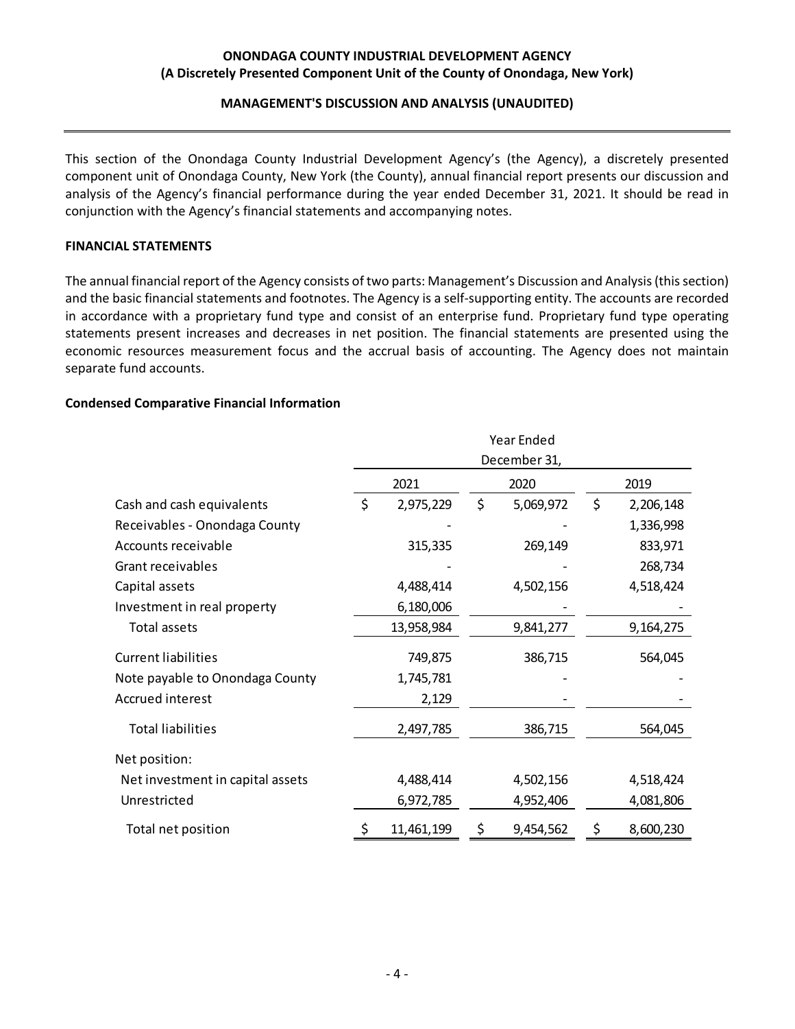**ONONDAGA COUNTY INDUSTRIAL DEVELOPMENT AGENCY**
**(A Discretely Presented Component Unit of the County of Onondaga, New York)**

**MANAGEMENT'S DISCUSSION AND ANALYSIS (UNAUDITED)**

This section of the Onondaga County Industrial Development Agency's (the Agency), a discretely presented component unit of Onondaga County, New York (the County), annual financial report presents our discussion and analysis of the Agency's financial performance during the year ended December 31, 2021. It should be read in conjunction with the Agency's financial statements and accompanying notes.

**FINANCIAL STATEMENTS**

The annual financial report of the Agency consists of two parts: Management's Discussion and Analysis (this section) and the basic financial statements and footnotes. The Agency is a self-supporting entity. The accounts are recorded in accordance with a proprietary fund type and consist of an enterprise fund. Proprietary fund type operating statements present increases and decreases in net position. The financial statements are presented using the economic resources measurement focus and the accrual basis of accounting. The Agency does not maintain separate fund accounts.

**Condensed Comparative Financial Information**

| | Year Ended December 31, | | |
|---|---|---|---|
| | 2021 | 2020 | 2019 |
| Cash and cash equivalents | $ 2,975,229 | $ 5,069,972 | $ 2,206,148 |
| Receivables - Onondaga County | - | - | 1,336,998 |
| Accounts receivable | 315,335 | 269,149 | 833,971 |
| Grant receivables | - | - | 268,734 |
| Capital assets | 4,488,414 | 4,502,156 | 4,518,424 |
| Investment in real property | 6,180,006 | - | - |
| Total assets | 13,958,984 | 9,841,277 | 9,164,275 |
| Current liabilities | 749,875 | 386,715 | 564,045 |
| Note payable to Onondaga County | 1,745,781 | - | - |
| Accrued interest | 2,129 | - | - |
| Total liabilities | 2,497,785 | 386,715 | 564,045 |
| Net position: | | | |
| Net investment in capital assets | 4,488,414 | 4,502,156 | 4,518,424 |
| Unrestricted | 6,972,785 | 4,952,406 | 4,081,806 |
| Total net position | $ 11,461,199 | $ 9,454,562 | $ 8,600,230 |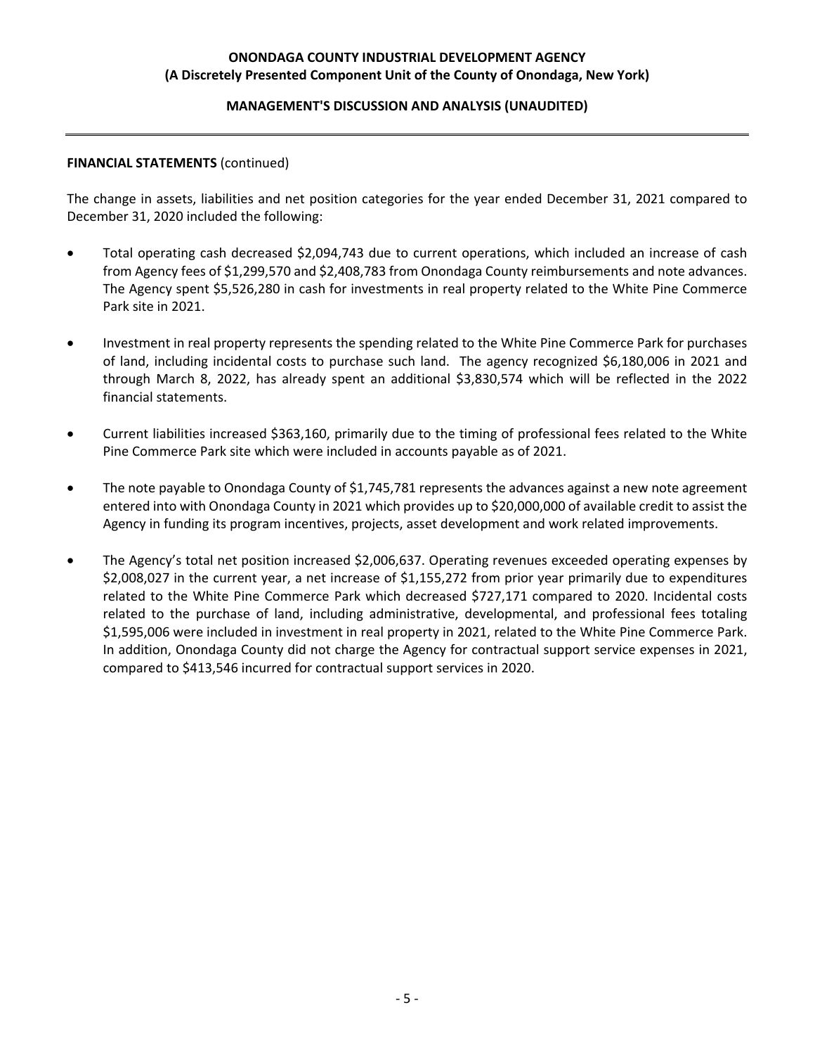**FINANCIAL STATEMENTS** (continued)

The change in assets, liabilities and net position categories for the year ended December 31, 2021 compared to December 31, 2020 included the following:

- Total operating cash decreased $2,094,743 due to current operations, which included an increase of cash from Agency fees of $1,299,570 and $2,408,783 from Onondaga County reimbursements and note advances. The Agency spent $5,526,280 in cash for investments in real property related to the White Pine Commerce Park site in 2021.

- Investment in real property represents the spending related to the White Pine Commerce Park for purchases of land, including incidental costs to purchase such land. The agency recognized $6,180,006 in 2021 and through March 8, 2022, has already spent an additional $3,830,574 which will be reflected in the 2022 financial statements.

- Current liabilities increased $363,160, primarily due to the timing of professional fees related to the White Pine Commerce Park site which were included in accounts payable as of 2021.

- The note payable to Onondaga County of $1,745,781 represents the advances against a new note agreement entered into with Onondaga County in 2021 which provides up to $20,000,000 of available credit to assist the Agency in funding its program incentives, projects, asset development and work related improvements.

- The Agency's total net position increased $2,006,637. Operating revenues exceeded operating expenses by $2,008,027 in the current year, a net increase of $1,155,272 from prior year primarily due to expenditures related to the White Pine Commerce Park which decreased $727,171 compared to 2020. Incidental costs related to the purchase of land, including administrative, developmental, and professional fees totaling $1,595,006 were included in investment in real property in 2021, related to the White Pine Commerce Park. In addition, Onondaga County did not charge the Agency for contractual support service expenses in 2021, compared to $413,546 incurred for contractual support services in 2020.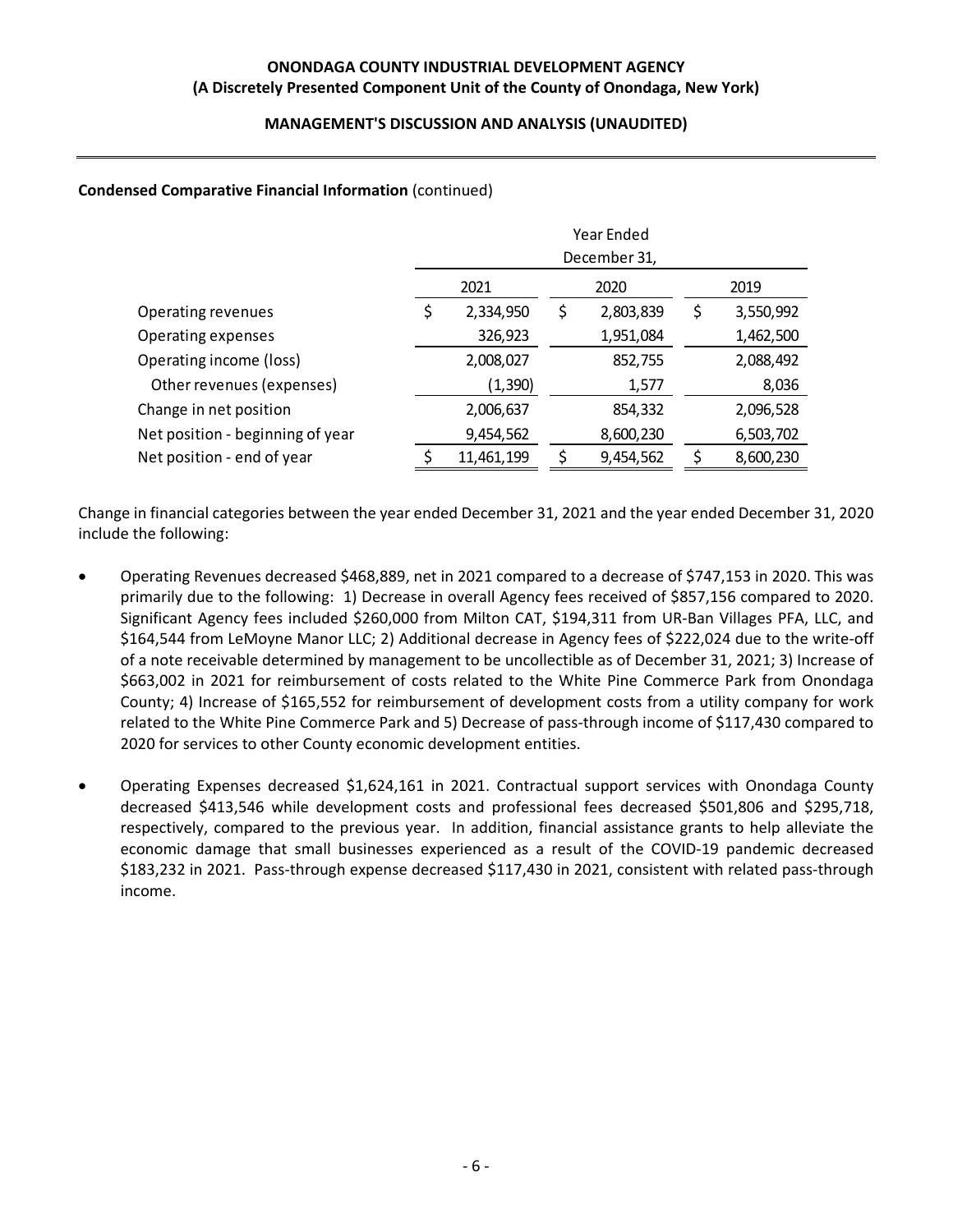**Condensed Comparative Financial Information** (continued)

| | Year Ended December 31, | | |
|---|---|---|---|
| | 2021 | 2020 | 2019 |
| Operating revenues | $ 2,334,950 | $ 2,803,839 | $ 3,550,992 |
| Operating expenses | 326,923 | 1,951,084 | 1,462,500 |
| Operating income (loss) | 2,008,027 | 852,755 | 2,088,492 |
| Other revenues (expenses) | (1,390) | 1,577 | 8,036 |
| Change in net position | 2,006,637 | 854,332 | 2,096,528 |
| Net position - beginning of year | 9,454,562 | 8,600,230 | 6,503,702 |
| Net position - end of year | $ 11,461,199 | $ 9,454,562 | $ 8,600,230 |

Change in financial categories between the year ended December 31, 2021 and the year ended December 31, 2020 include the following:

- Operating Revenues decreased $468,889, net in 2021 compared to a decrease of $747,153 in 2020. This was primarily due to the following: 1) Decrease in overall Agency fees received of $857,156 compared to 2020. Significant Agency fees included $260,000 from Milton CAT, $194,311 from UR-Ban Villages PFA, LLC, and $164,544 from LeMoyne Manor LLC; 2) Additional decrease in Agency fees of $222,024 due to the write-off of a note receivable determined by management to be uncollectible as of December 31, 2021; 3) Increase of $663,002 in 2021 for reimbursement of costs related to the White Pine Commerce Park from Onondaga County; 4) Increase of $165,552 for reimbursement of development costs from a utility company for work related to the White Pine Commerce Park and 5) Decrease of pass-through income of $117,430 compared to 2020 for services to other County economic development entities.

- Operating Expenses decreased $1,624,161 in 2021. Contractual support services with Onondaga County decreased $413,546 while development costs and professional fees decreased $501,806 and $295,718, respectively, compared to the previous year. In addition, financial assistance grants to help alleviate the economic damage that small businesses experienced as a result of the COVID-19 pandemic decreased $183,232 in 2021. Pass-through expense decreased $117,430 in 2021, consistent with related pass-through income.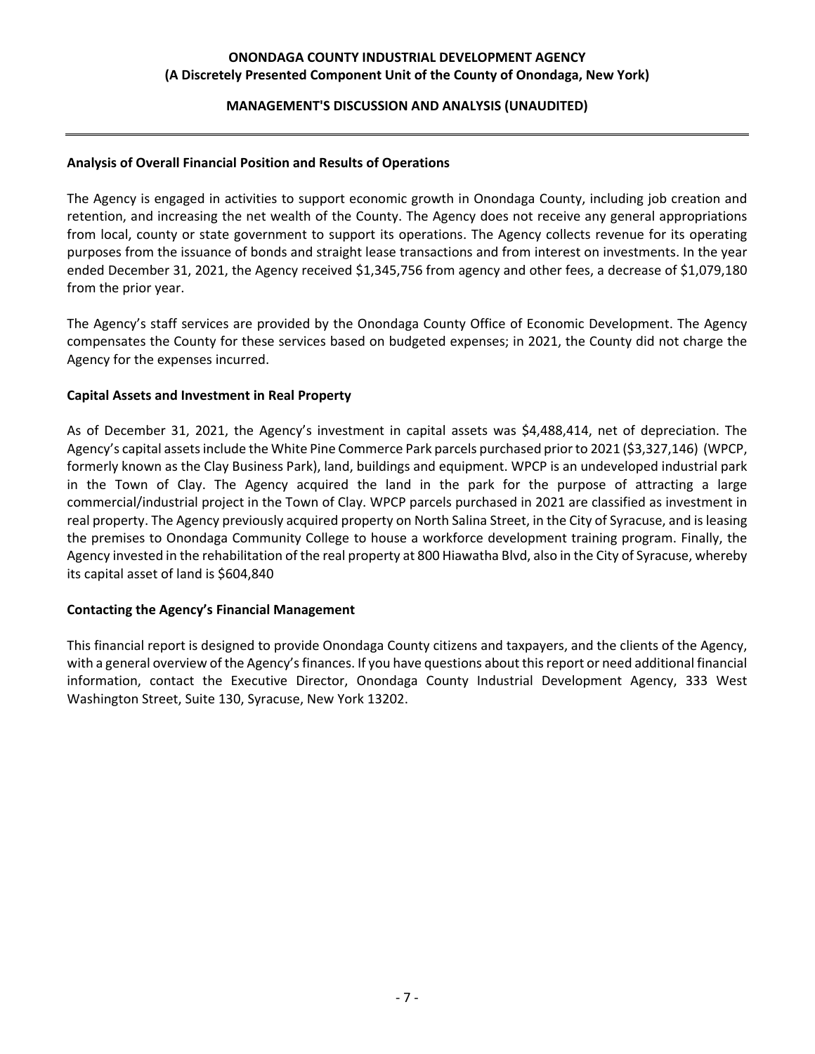## Analysis of Overall Financial Position and Results of Operations

The Agency is engaged in activities to support economic growth in Onondaga County, including job creation and retention, and increasing the net wealth of the County. The Agency does not receive any general appropriations from local, county or state government to support its operations. The Agency collects revenue for its operating purposes from the issuance of bonds and straight lease transactions and from interest on investments. In the year ended December 31, 2021, the Agency received $1,345,756 from agency and other fees, a decrease of $1,079,180 from the prior year.

The Agency's staff services are provided by the Onondaga County Office of Economic Development. The Agency compensates the County for these services based on budgeted expenses; in 2021, the County did not charge the Agency for the expenses incurred.

## Capital Assets and Investment in Real Property

As of December 31, 2021, the Agency's investment in capital assets was $4,488,414, net of depreciation. The Agency's capital assets include the White Pine Commerce Park parcels purchased prior to 2021 ($3,327,146) (WPCP, formerly known as the Clay Business Park), land, buildings and equipment. WPCP is an undeveloped industrial park in the Town of Clay. The Agency acquired the land in the park for the purpose of attracting a large commercial/industrial project in the Town of Clay. WPCP parcels purchased in 2021 are classified as investment in real property. The Agency previously acquired property on North Salina Street, in the City of Syracuse, and is leasing the premises to Onondaga Community College to house a workforce development training program. Finally, the Agency invested in the rehabilitation of the real property at 800 Hiawatha Blvd, also in the City of Syracuse, whereby its capital asset of land is $604,840

## Contacting the Agency's Financial Management

This financial report is designed to provide Onondaga County citizens and taxpayers, and the clients of the Agency, with a general overview of the Agency's finances. If you have questions about this report or need additional financial information, contact the Executive Director, Onondaga County Industrial Development Agency, 333 West Washington Street, Suite 130, Syracuse, New York 13202.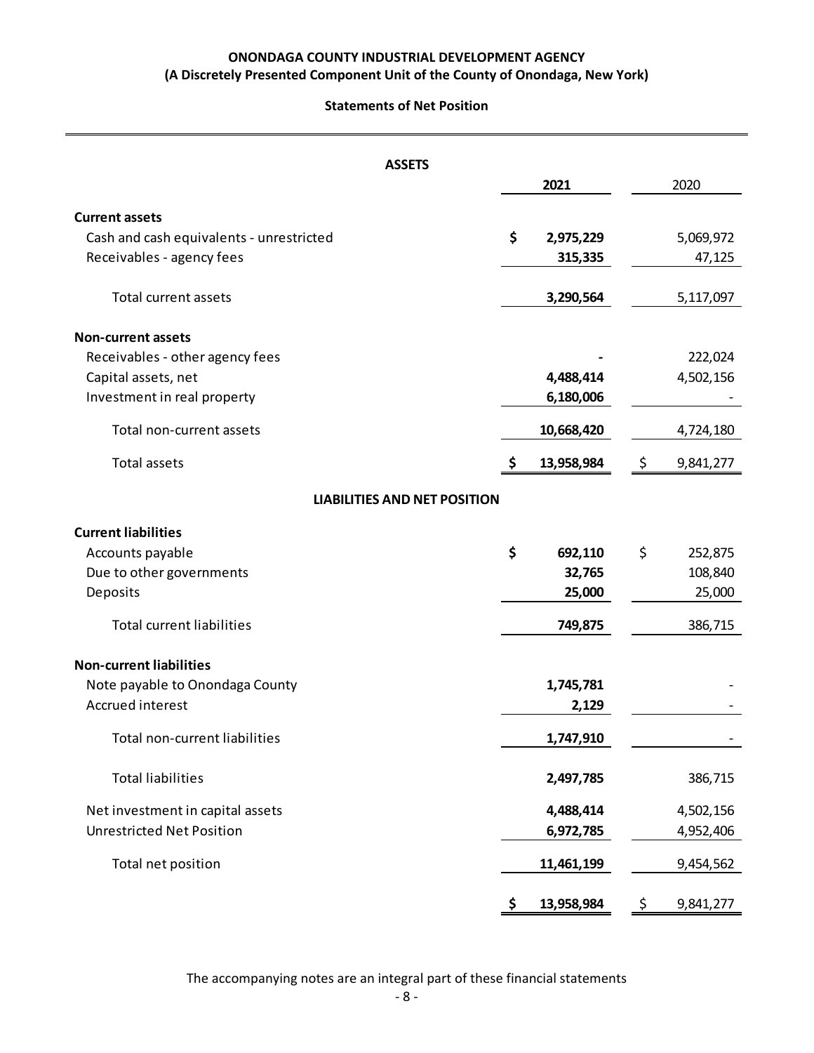**ONONDAGA COUNTY INDUSTRIAL DEVELOPMENT AGENCY**
**(A Discretely Presented Component Unit of the County of Onondaga, New York)**

**Statements of Net Position**

| **ASSETS** | **2021** | 2020 |
|---|---|---|
| **Current assets** | | |
| Cash and cash equivalents - unrestricted | **$ 2,975,229** | 5,069,972 |
| Receivables - agency fees | **315,335** | 47,125 |
| Total current assets | **3,290,564** | 5,117,097 |
| **Non-current assets** | | |
| Receivables - other agency fees | **-** | 222,024 |
| Capital assets, net | **4,488,414** | 4,502,156 |
| Investment in real property | **6,180,006** | - |
| Total non-current assets | **10,668,420** | 4,724,180 |
| Total assets | **$ 13,958,984** | $ 9,841,277 |
| **LIABILITIES AND NET POSITION** | | |
| **Current liabilities** | | |
| Accounts payable | **$ 692,110** | $ 252,875 |
| Due to other governments | **32,765** | 108,840 |
| Deposits | **25,000** | 25,000 |
| Total current liabilities | **749,875** | 386,715 |
| **Non-current liabilities** | | |
| Note payable to Onondaga County | **1,745,781** | - |
| Accrued interest | **2,129** | - |
| Total non-current liabilities | **1,747,910** | - |
| Total liabilities | **2,497,785** | 386,715 |
| Net investment in capital assets | **4,488,414** | 4,502,156 |
| Unrestricted Net Position | **6,972,785** | 4,952,406 |
| Total net position | **11,461,199** | 9,454,562 |
| | **$ 13,958,984** | $ 9,841,277 |

The accompanying notes are an integral part of these financial statements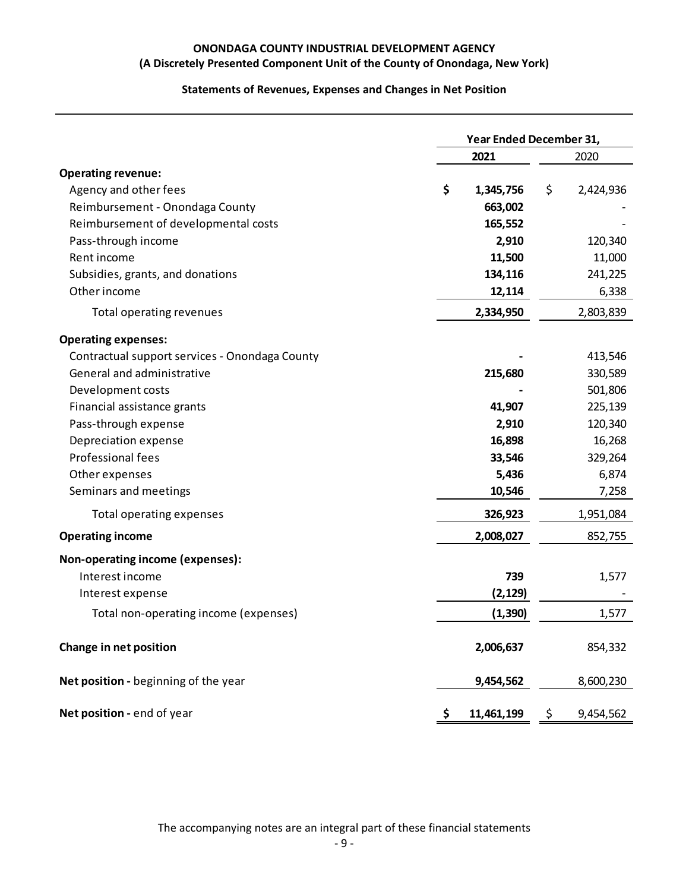**ONONDAGA COUNTY INDUSTRIAL DEVELOPMENT AGENCY**
**(A Discretely Presented Component Unit of the County of Onondaga, New York)**

**Statements of Revenues, Expenses and Changes in Net Position**

| | Year Ended December 31, | |
|---|---|---|
| | **2021** | 2020 |
| **Operating revenue:** | | |
| Agency and other fees | **$ 1,345,756** | $ 2,424,936 |
| Reimbursement - Onondaga County | **663,002** | - |
| Reimbursement of developmental costs | **165,552** | - |
| Pass-through income | **2,910** | 120,340 |
| Rent income | **11,500** | 11,000 |
| Subsidies, grants, and donations | **134,116** | 241,225 |
| Other income | **12,114** | 6,338 |
| Total operating revenues | **2,334,950** | 2,803,839 |
| **Operating expenses:** | | |
| Contractual support services - Onondaga County | **-** | 413,546 |
| General and administrative | **215,680** | 330,589 |
| Development costs | **-** | 501,806 |
| Financial assistance grants | **41,907** | 225,139 |
| Pass-through expense | **2,910** | 120,340 |
| Depreciation expense | **16,898** | 16,268 |
| Professional fees | **33,546** | 329,264 |
| Other expenses | **5,436** | 6,874 |
| Seminars and meetings | **10,546** | 7,258 |
| Total operating expenses | **326,923** | 1,951,084 |
| **Operating income** | **2,008,027** | 852,755 |
| **Non-operating income (expenses):** | | |
| Interest income | **739** | 1,577 |
| Interest expense | **(2,129)** | - |
| Total non-operating income (expenses) | **(1,390)** | 1,577 |
| **Change in net position** | **2,006,637** | 854,332 |
| **Net position -** beginning of the year | **9,454,562** | 8,600,230 |
| **Net position -** end of year | **$ 11,461,199** | $ 9,454,562 |

The accompanying notes are an integral part of these financial statements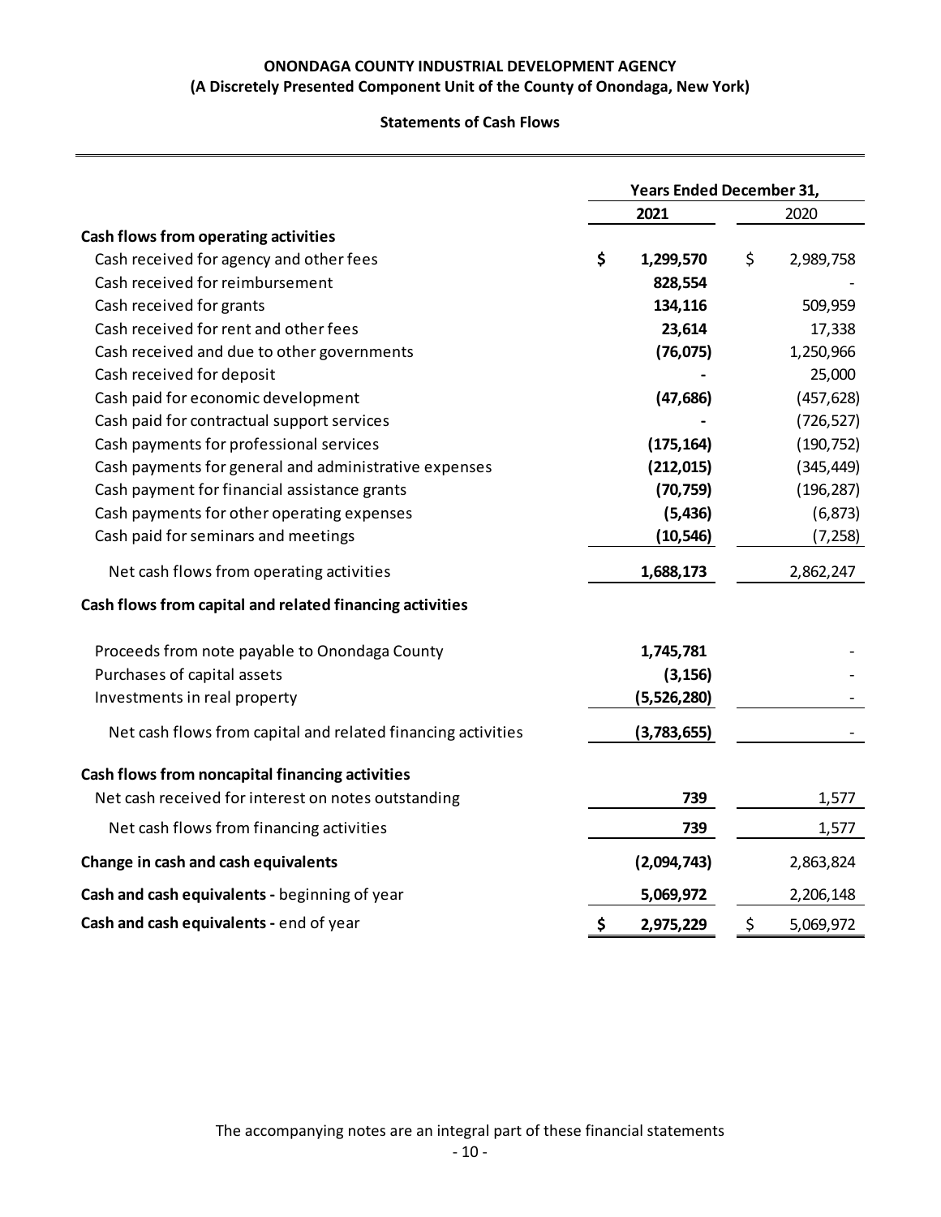**ONONDAGA COUNTY INDUSTRIAL DEVELOPMENT AGENCY**
**(A Discretely Presented Component Unit of the County of Onondaga, New York)**

**Statements of Cash Flows**

| | Years Ended December 31, | |
|---|---|---|
| | **2021** | 2020 |
| **Cash flows from operating activities** | | |
| Cash received for agency and other fees | **$ 1,299,570** | $ 2,989,758 |
| Cash received for reimbursement | **828,554** | - |
| Cash received for grants | **134,116** | 509,959 |
| Cash received for rent and other fees | **23,614** | 17,338 |
| Cash received and due to other governments | **(76,075)** | 1,250,966 |
| Cash received for deposit | **-** | 25,000 |
| Cash paid for economic development | **(47,686)** | (457,628) |
| Cash paid for contractual support services | **-** | (726,527) |
| Cash payments for professional services | **(175,164)** | (190,752) |
| Cash payments for general and administrative expenses | **(212,015)** | (345,449) |
| Cash payment for financial assistance grants | **(70,759)** | (196,287) |
| Cash payments for other operating expenses | **(5,436)** | (6,873) |
| Cash paid for seminars and meetings | **(10,546)** | (7,258) |
| Net cash flows from operating activities | **1,688,173** | 2,862,247 |
| **Cash flows from capital and related financing activities** | | |
| Proceeds from note payable to Onondaga County | **1,745,781** | - |
| Purchases of capital assets | **(3,156)** | - |
| Investments in real property | **(5,526,280)** | - |
| Net cash flows from capital and related financing activities | **(3,783,655)** | - |
| **Cash flows from noncapital financing activities** | | |
| Net cash received for interest on notes outstanding | **739** | 1,577 |
| Net cash flows from financing activities | **739** | 1,577 |
| **Change in cash and cash equivalents** | **(2,094,743)** | 2,863,824 |
| **Cash and cash equivalents -** beginning of year | **5,069,972** | 2,206,148 |
| **Cash and cash equivalents -** end of year | **$ 2,975,229** | $ 5,069,972 |

The accompanying notes are an integral part of these financial statements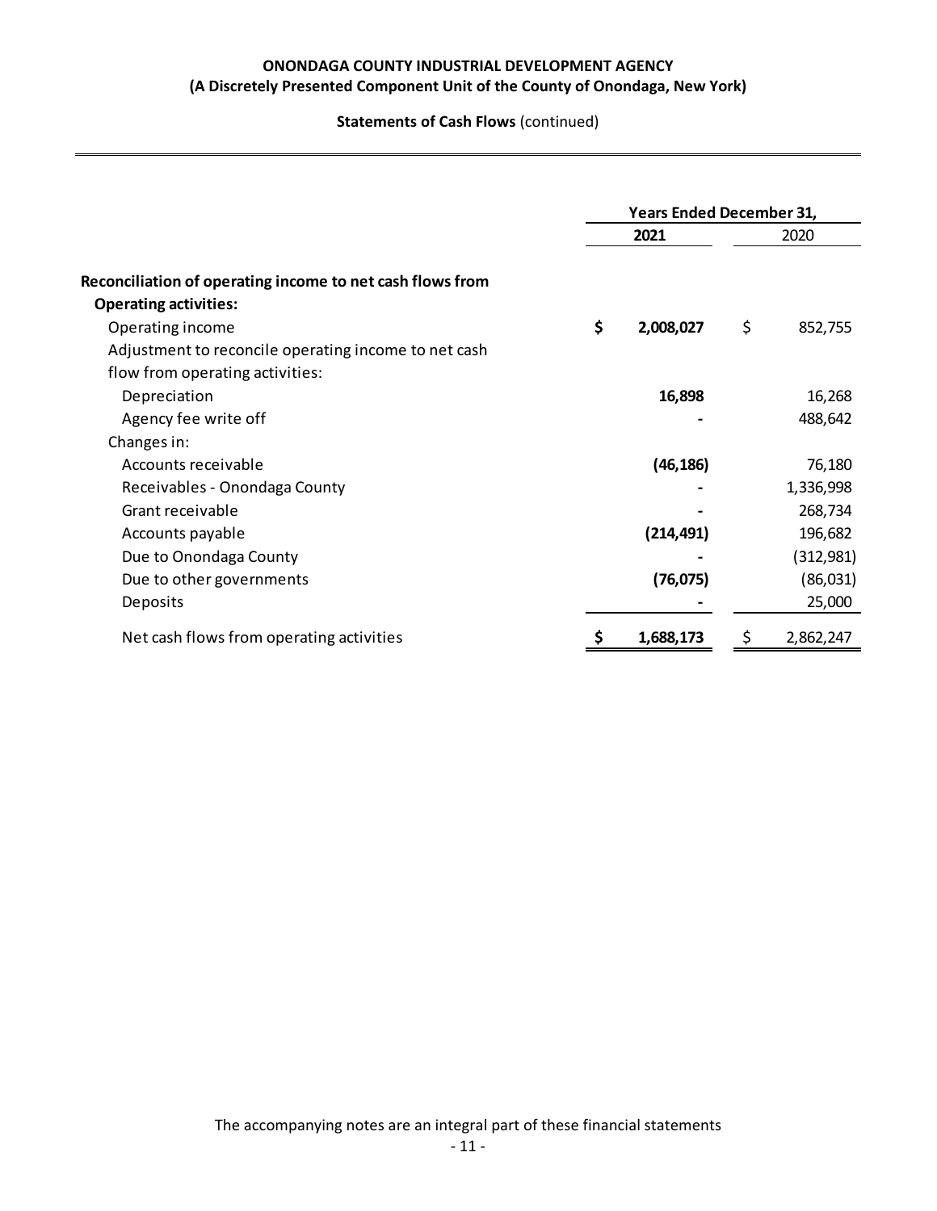**ONONDAGA COUNTY INDUSTRIAL DEVELOPMENT AGENCY**
**(A Discretely Presented Component Unit of the County of Onondaga, New York)**

**Statements of Cash Flows** (continued)

| | Years Ended December 31, | |
|---|---|---|
| | **2021** | 2020 |
| **Reconciliation of operating income to net cash flows from Operating activities:** | | |
| Operating income | **$ 2,008,027** | $ 852,755 |
| Adjustment to reconcile operating income to net cash flow from operating activities: | | |
| Depreciation | **16,898** | 16,268 |
| Agency fee write off | **-** | 488,642 |
| Changes in: | | |
| Accounts receivable | **(46,186)** | 76,180 |
| Receivables - Onondaga County | **-** | 1,336,998 |
| Grant receivable | **-** | 268,734 |
| Accounts payable | **(214,491)** | 196,682 |
| Due to Onondaga County | **-** | (312,981) |
| Due to other governments | **(76,075)** | (86,031) |
| Deposits | **-** | 25,000 |
| Net cash flows from operating activities | **$ 1,688,173** | $ 2,862,247 |

The accompanying notes are an integral part of these financial statements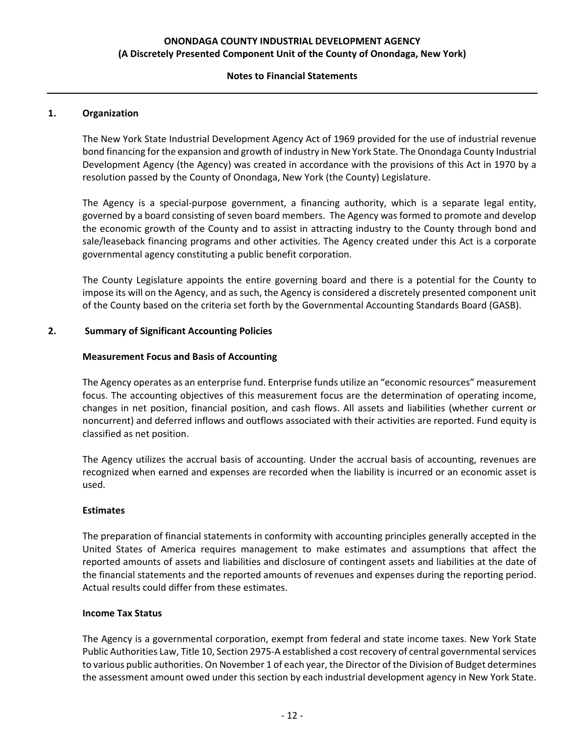**ONONDAGA COUNTY INDUSTRIAL DEVELOPMENT AGENCY**
**(A Discretely Presented Component Unit of the County of Onondaga, New York)**

**Notes to Financial Statements**

## 1. Organization

The New York State Industrial Development Agency Act of 1969 provided for the use of industrial revenue bond financing for the expansion and growth of industry in New York State. The Onondaga County Industrial Development Agency (the Agency) was created in accordance with the provisions of this Act in 1970 by a resolution passed by the County of Onondaga, New York (the County) Legislature.

The Agency is a special-purpose government, a financing authority, which is a separate legal entity, governed by a board consisting of seven board members. The Agency was formed to promote and develop the economic growth of the County and to assist in attracting industry to the County through bond and sale/leaseback financing programs and other activities. The Agency created under this Act is a corporate governmental agency constituting a public benefit corporation.

The County Legislature appoints the entire governing board and there is a potential for the County to impose its will on the Agency, and as such, the Agency is considered a discretely presented component unit of the County based on the criteria set forth by the Governmental Accounting Standards Board (GASB).

## 2. Summary of Significant Accounting Policies

### Measurement Focus and Basis of Accounting

The Agency operates as an enterprise fund. Enterprise funds utilize an "economic resources" measurement focus. The accounting objectives of this measurement focus are the determination of operating income, changes in net position, financial position, and cash flows. All assets and liabilities (whether current or noncurrent) and deferred inflows and outflows associated with their activities are reported. Fund equity is classified as net position.

The Agency utilizes the accrual basis of accounting. Under the accrual basis of accounting, revenues are recognized when earned and expenses are recorded when the liability is incurred or an economic asset is used.

### Estimates

The preparation of financial statements in conformity with accounting principles generally accepted in the United States of America requires management to make estimates and assumptions that affect the reported amounts of assets and liabilities and disclosure of contingent assets and liabilities at the date of the financial statements and the reported amounts of revenues and expenses during the reporting period. Actual results could differ from these estimates.

### Income Tax Status

The Agency is a governmental corporation, exempt from federal and state income taxes. New York State Public Authorities Law, Title 10, Section 2975-A established a cost recovery of central governmental services to various public authorities. On November 1 of each year, the Director of the Division of Budget determines the assessment amount owed under this section by each industrial development agency in New York State.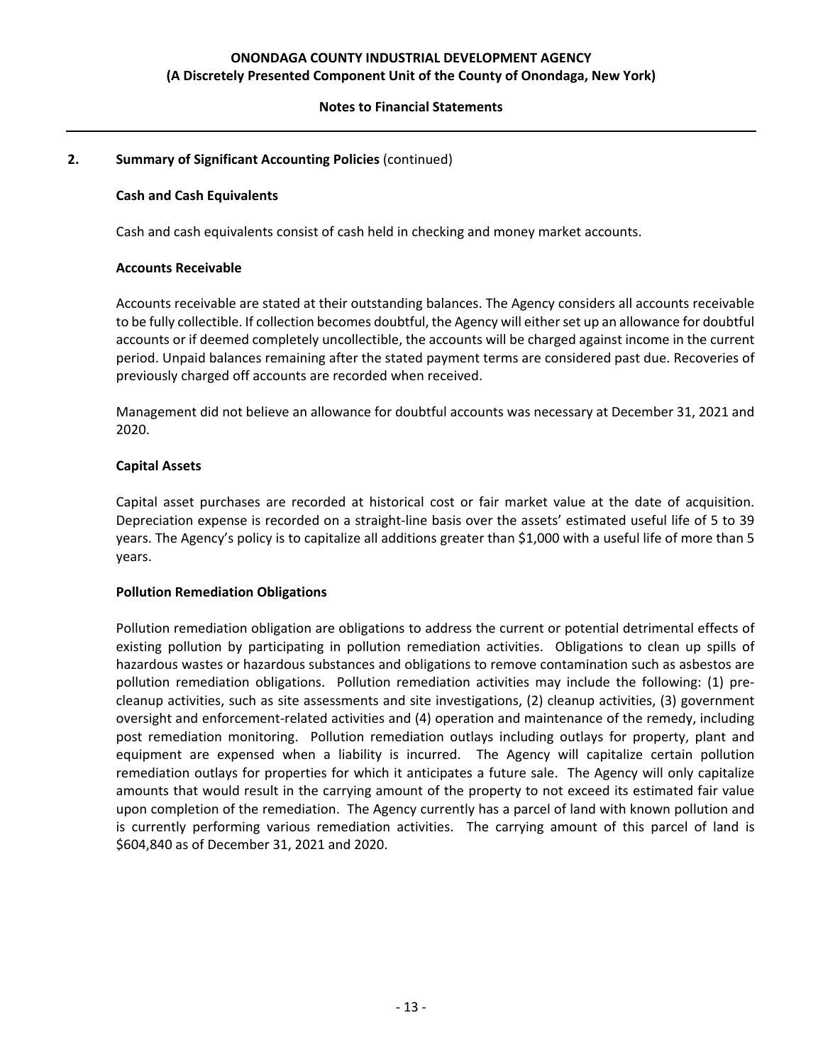**2. Summary of Significant Accounting Policies** (continued)

**Cash and Cash Equivalents**

Cash and cash equivalents consist of cash held in checking and money market accounts.

**Accounts Receivable**

Accounts receivable are stated at their outstanding balances. The Agency considers all accounts receivable to be fully collectible. If collection becomes doubtful, the Agency will either set up an allowance for doubtful accounts or if deemed completely uncollectible, the accounts will be charged against income in the current period. Unpaid balances remaining after the stated payment terms are considered past due. Recoveries of previously charged off accounts are recorded when received.

Management did not believe an allowance for doubtful accounts was necessary at December 31, 2021 and 2020.

**Capital Assets**

Capital asset purchases are recorded at historical cost or fair market value at the date of acquisition. Depreciation expense is recorded on a straight-line basis over the assets' estimated useful life of 5 to 39 years. The Agency's policy is to capitalize all additions greater than $1,000 with a useful life of more than 5 years.

**Pollution Remediation Obligations**

Pollution remediation obligation are obligations to address the current or potential detrimental effects of existing pollution by participating in pollution remediation activities. Obligations to clean up spills of hazardous wastes or hazardous substances and obligations to remove contamination such as asbestos are pollution remediation obligations. Pollution remediation activities may include the following: (1) pre-cleanup activities, such as site assessments and site investigations, (2) cleanup activities, (3) government oversight and enforcement-related activities and (4) operation and maintenance of the remedy, including post remediation monitoring. Pollution remediation outlays including outlays for property, plant and equipment are expensed when a liability is incurred. The Agency will capitalize certain pollution remediation outlays for properties for which it anticipates a future sale. The Agency will only capitalize amounts that would result in the carrying amount of the property to not exceed its estimated fair value upon completion of the remediation. The Agency currently has a parcel of land with known pollution and is currently performing various remediation activities. The carrying amount of this parcel of land is $604,840 as of December 31, 2021 and 2020.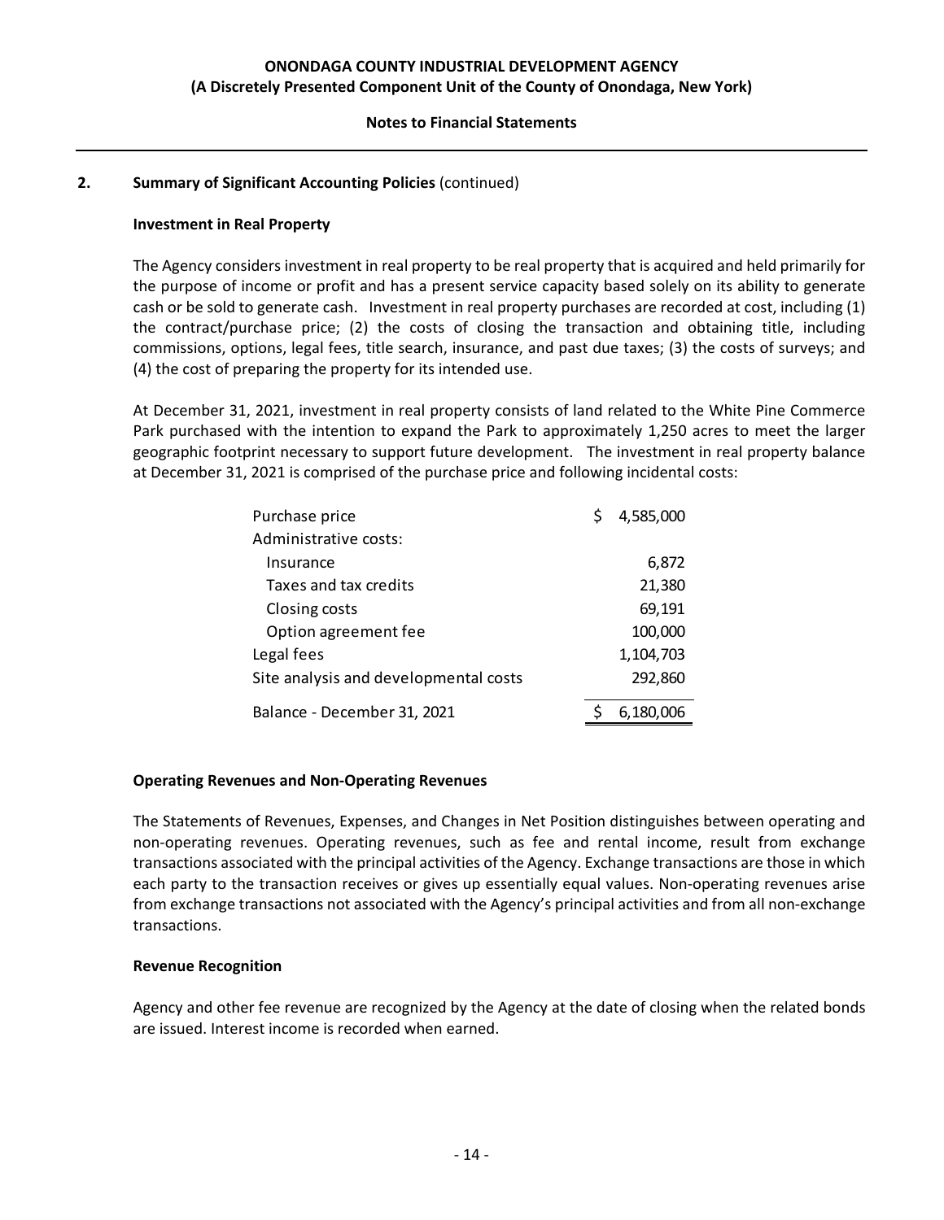## 2. Summary of Significant Accounting Policies (continued)

### Investment in Real Property

The Agency considers investment in real property to be real property that is acquired and held primarily for the purpose of income or profit and has a present service capacity based solely on its ability to generate cash or be sold to generate cash. Investment in real property purchases are recorded at cost, including (1) the contract/purchase price; (2) the costs of closing the transaction and obtaining title, including commissions, options, legal fees, title search, insurance, and past due taxes; (3) the costs of surveys; and (4) the cost of preparing the property for its intended use.

At December 31, 2021, investment in real property consists of land related to the White Pine Commerce Park purchased with the intention to expand the Park to approximately 1,250 acres to meet the larger geographic footprint necessary to support future development. The investment in real property balance at December 31, 2021 is comprised of the purchase price and following incidental costs:

| | |
|---|---|
| Purchase price | $ 4,585,000 |
| Administrative costs: | |
| Insurance | 6,872 |
| Taxes and tax credits | 21,380 |
| Closing costs | 69,191 |
| Option agreement fee | 100,000 |
| Legal fees | 1,104,703 |
| Site analysis and developmental costs | 292,860 |
| Balance - December 31, 2021 | $ 6,180,006 |

### Operating Revenues and Non-Operating Revenues

The Statements of Revenues, Expenses, and Changes in Net Position distinguishes between operating and non-operating revenues. Operating revenues, such as fee and rental income, result from exchange transactions associated with the principal activities of the Agency. Exchange transactions are those in which each party to the transaction receives or gives up essentially equal values. Non-operating revenues arise from exchange transactions not associated with the Agency's principal activities and from all non-exchange transactions.

### Revenue Recognition

Agency and other fee revenue are recognized by the Agency at the date of closing when the related bonds are issued. Interest income is recorded when earned.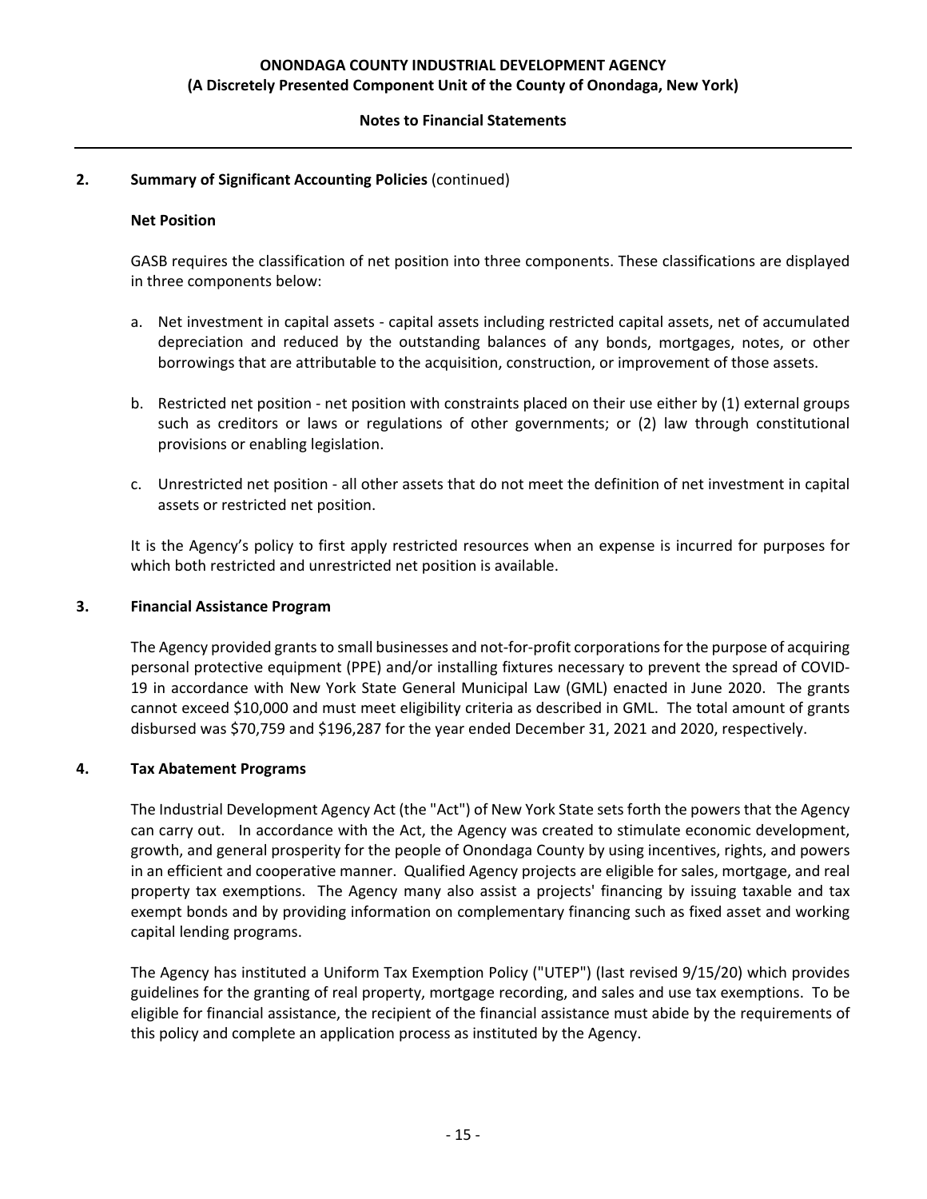## 2. Summary of Significant Accounting Policies (continued)

### Net Position

GASB requires the classification of net position into three components. These classifications are displayed in three components below:

a. Net investment in capital assets - capital assets including restricted capital assets, net of accumulated depreciation and reduced by the outstanding balances of any bonds, mortgages, notes, or other borrowings that are attributable to the acquisition, construction, or improvement of those assets.

b. Restricted net position - net position with constraints placed on their use either by (1) external groups such as creditors or laws or regulations of other governments; or (2) law through constitutional provisions or enabling legislation.

c. Unrestricted net position - all other assets that do not meet the definition of net investment in capital assets or restricted net position.

It is the Agency's policy to first apply restricted resources when an expense is incurred for purposes for which both restricted and unrestricted net position is available.

## 3. Financial Assistance Program

The Agency provided grants to small businesses and not-for-profit corporations for the purpose of acquiring personal protective equipment (PPE) and/or installing fixtures necessary to prevent the spread of COVID-19 in accordance with New York State General Municipal Law (GML) enacted in June 2020. The grants cannot exceed $10,000 and must meet eligibility criteria as described in GML. The total amount of grants disbursed was $70,759 and $196,287 for the year ended December 31, 2021 and 2020, respectively.

## 4. Tax Abatement Programs

The Industrial Development Agency Act (the "Act") of New York State sets forth the powers that the Agency can carry out. In accordance with the Act, the Agency was created to stimulate economic development, growth, and general prosperity for the people of Onondaga County by using incentives, rights, and powers in an efficient and cooperative manner. Qualified Agency projects are eligible for sales, mortgage, and real property tax exemptions. The Agency many also assist a projects' financing by issuing taxable and tax exempt bonds and by providing information on complementary financing such as fixed asset and working capital lending programs.

The Agency has instituted a Uniform Tax Exemption Policy ("UTEP") (last revised 9/15/20) which provides guidelines for the granting of real property, mortgage recording, and sales and use tax exemptions. To be eligible for financial assistance, the recipient of the financial assistance must abide by the requirements of this policy and complete an application process as instituted by the Agency.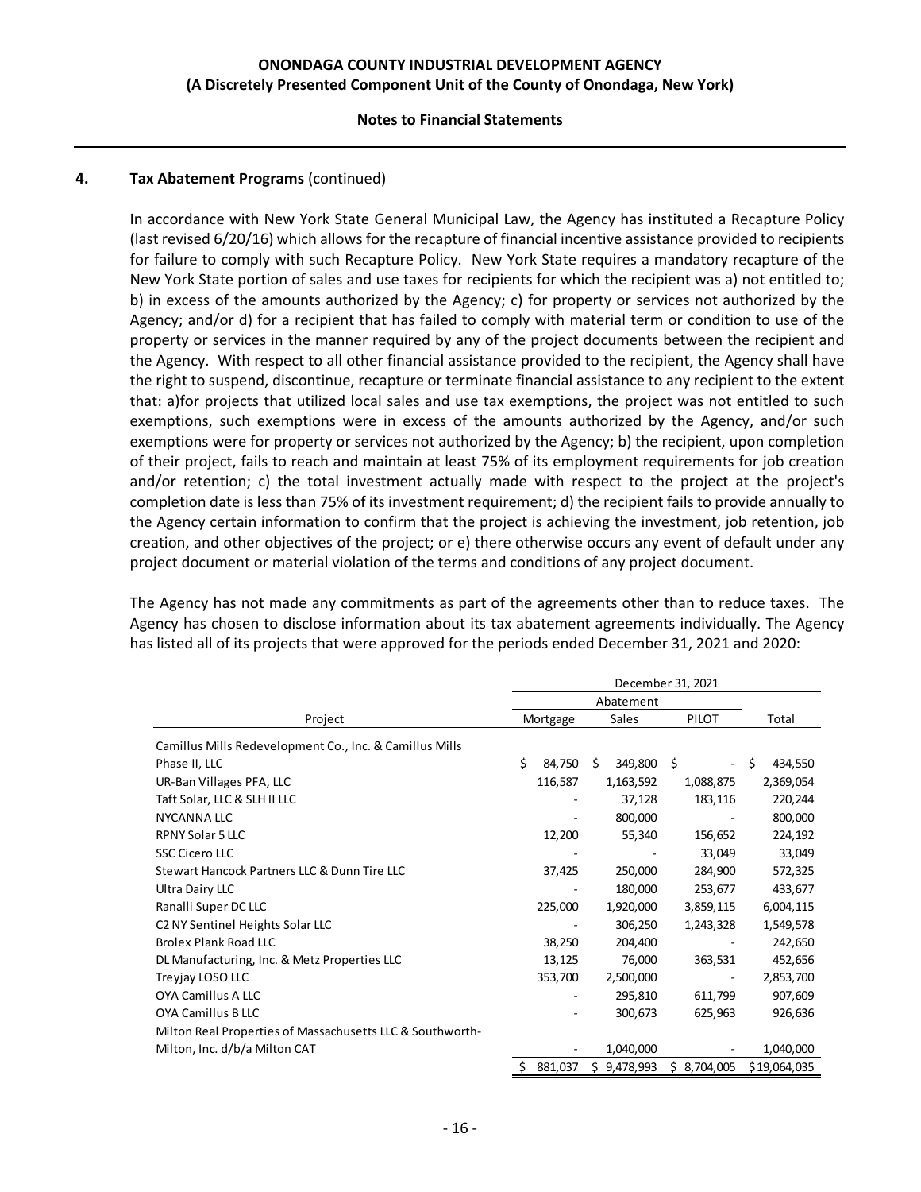**ONONDAGA COUNTY INDUSTRIAL DEVELOPMENT AGENCY**
**(A Discretely Presented Component Unit of the County of Onondaga, New York)**

**Notes to Financial Statements**

**4. Tax Abatement Programs** (continued)

In accordance with New York State General Municipal Law, the Agency has instituted a Recapture Policy (last revised 6/20/16) which allows for the recapture of financial incentive assistance provided to recipients for failure to comply with such Recapture Policy. New York State requires a mandatory recapture of the New York State portion of sales and use taxes for recipients for which the recipient was a) not entitled to; b) in excess of the amounts authorized by the Agency; c) for property or services not authorized by the Agency; and/or d) for a recipient that has failed to comply with material term or condition to use of the property or services in the manner required by any of the project documents between the recipient and the Agency. With respect to all other financial assistance provided to the recipient, the Agency shall have the right to suspend, discontinue, recapture or terminate financial assistance to any recipient to the extent that: a)for projects that utilized local sales and use tax exemptions, the project was not entitled to such exemptions, such exemptions were in excess of the amounts authorized by the Agency, and/or such exemptions were for property or services not authorized by the Agency; b) the recipient, upon completion of their project, fails to reach and maintain at least 75% of its employment requirements for job creation and/or retention; c) the total investment actually made with respect to the project at the project's completion date is less than 75% of its investment requirement; d) the recipient fails to provide annually to the Agency certain information to confirm that the project is achieving the investment, job retention, job creation, and other objectives of the project; or e) there otherwise occurs any event of default under any project document or material violation of the terms and conditions of any project document.

The Agency has not made any commitments as part of the agreements other than to reduce taxes. The Agency has chosen to disclose information about its tax abatement agreements individually. The Agency has listed all of its projects that were approved for the periods ended December 31, 2021 and 2020:

| | December 31, 2021 | | | |
|---|---|---|---|---|
| | Abatement | | | |
| Project | Mortgage | Sales | PILOT | Total |
| Camillus Mills Redevelopment Co., Inc. & Camillus Mills Phase II, LLC | $ 84,750 | $ 349,800 | $ - | $ 434,550 |
| UR-Ban Villages PFA, LLC | 116,587 | 1,163,592 | 1,088,875 | 2,369,054 |
| Taft Solar, LLC & SLH II LLC | - | 37,128 | 183,116 | 220,244 |
| NYCANNA LLC | - | 800,000 | - | 800,000 |
| RPNY Solar 5 LLC | 12,200 | 55,340 | 156,652 | 224,192 |
| SSC Cicero LLC | - | - | 33,049 | 33,049 |
| Stewart Hancock Partners LLC & Dunn Tire LLC | 37,425 | 250,000 | 284,900 | 572,325 |
| Ultra Dairy LLC | - | 180,000 | 253,677 | 433,677 |
| Ranalli Super DC LLC | 225,000 | 1,920,000 | 3,859,115 | 6,004,115 |
| C2 NY Sentinel Heights Solar LLC | - | 306,250 | 1,243,328 | 1,549,578 |
| Brolex Plank Road LLC | 38,250 | 204,400 | - | 242,650 |
| DL Manufacturing, Inc. & Metz Properties LLC | 13,125 | 76,000 | 363,531 | 452,656 |
| Treyjay LOSO LLC | 353,700 | 2,500,000 | - | 2,853,700 |
| OYA Camillus A LLC | - | 295,810 | 611,799 | 907,609 |
| OYA Camillus B LLC | - | 300,673 | 625,963 | 926,636 |
| Milton Real Properties of Massachusetts LLC & Southworth-Milton, Inc. d/b/a Milton CAT | - | 1,040,000 | - | 1,040,000 |
| | $ 881,037 | $ 9,478,993 | $ 8,704,005 | $19,064,035 |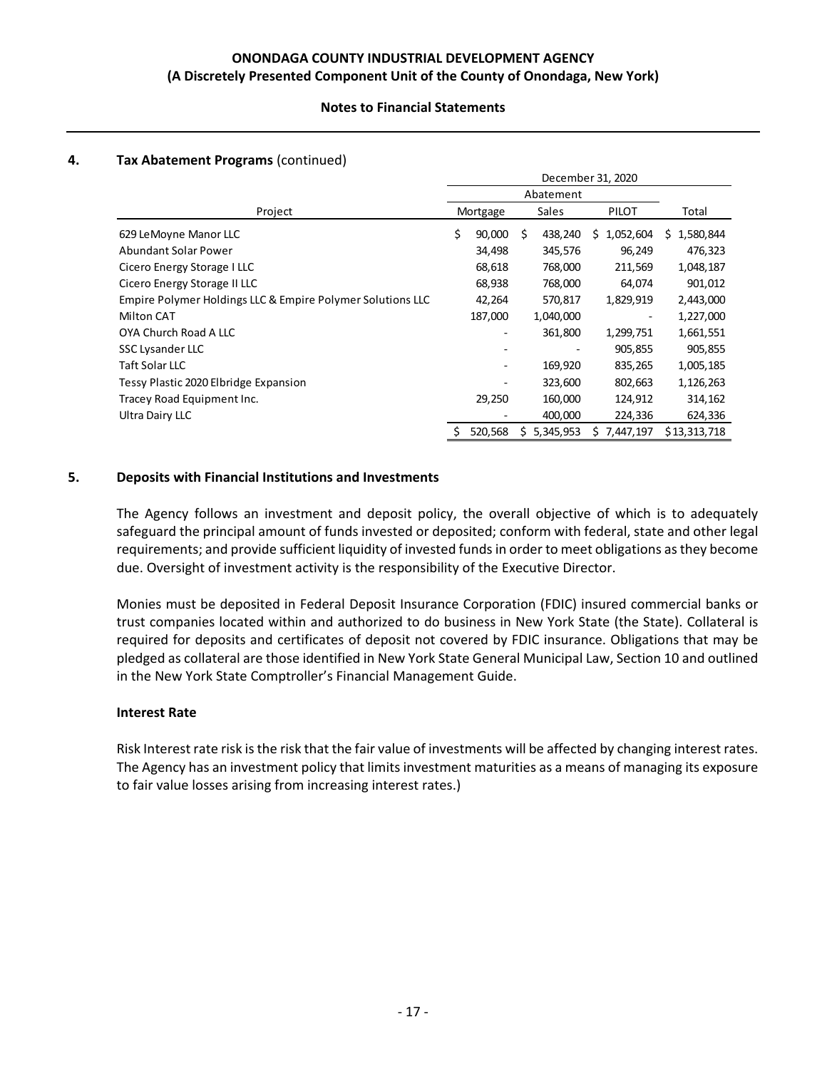## 4. Tax Abatement Programs (continued)

| Project | December 31, 2020 | | | |
|---|---|---|---|---|
| | Abatement | | | |
| | Mortgage | Sales | PILOT | Total |
| 629 LeMoyne Manor LLC | $ 90,000 | $ 438,240 | $ 1,052,604 | $ 1,580,844 |
| Abundant Solar Power | 34,498 | 345,576 | 96,249 | 476,323 |
| Cicero Energy Storage I LLC | 68,618 | 768,000 | 211,569 | 1,048,187 |
| Cicero Energy Storage II LLC | 68,938 | 768,000 | 64,074 | 901,012 |
| Empire Polymer Holdings LLC & Empire Polymer Solutions LLC | 42,264 | 570,817 | 1,829,919 | 2,443,000 |
| Milton CAT | 187,000 | 1,040,000 | - | 1,227,000 |
| OYA Church Road A LLC | - | 361,800 | 1,299,751 | 1,661,551 |
| SSC Lysander LLC | - | - | 905,855 | 905,855 |
| Taft Solar LLC | - | 169,920 | 835,265 | 1,005,185 |
| Tessy Plastic 2020 Elbridge Expansion | - | 323,600 | 802,663 | 1,126,263 |
| Tracey Road Equipment Inc. | 29,250 | 160,000 | 124,912 | 314,162 |
| Ultra Dairy LLC | - | 400,000 | 224,336 | 624,336 |
| | $ 520,568 | $ 5,345,953 | $ 7,447,197 | $13,313,718 |

## 5. Deposits with Financial Institutions and Investments

The Agency follows an investment and deposit policy, the overall objective of which is to adequately safeguard the principal amount of funds invested or deposited; conform with federal, state and other legal requirements; and provide sufficient liquidity of invested funds in order to meet obligations as they become due. Oversight of investment activity is the responsibility of the Executive Director.

Monies must be deposited in Federal Deposit Insurance Corporation (FDIC) insured commercial banks or trust companies located within and authorized to do business in New York State (the State). Collateral is required for deposits and certificates of deposit not covered by FDIC insurance. Obligations that may be pledged as collateral are those identified in New York State General Municipal Law, Section 10 and outlined in the New York State Comptroller's Financial Management Guide.

**Interest Rate**

Risk Interest rate risk is the risk that the fair value of investments will be affected by changing interest rates. The Agency has an investment policy that limits investment maturities as a means of managing its exposure to fair value losses arising from increasing interest rates.)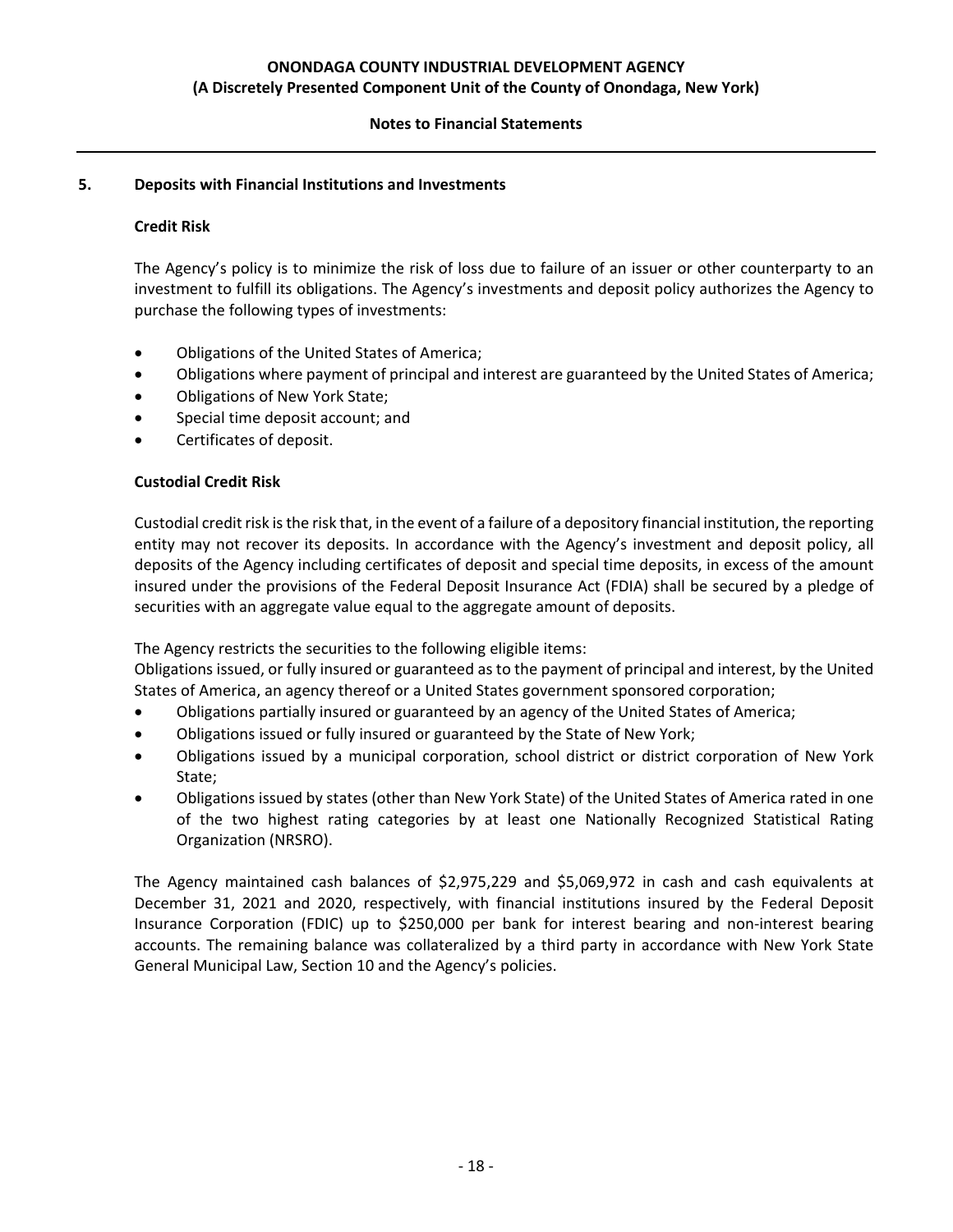## 5. Deposits with Financial Institutions and Investments

### Credit Risk

The Agency's policy is to minimize the risk of loss due to failure of an issuer or other counterparty to an investment to fulfill its obligations. The Agency's investments and deposit policy authorizes the Agency to purchase the following types of investments:

- Obligations of the United States of America;
- Obligations where payment of principal and interest are guaranteed by the United States of America;
- Obligations of New York State;
- Special time deposit account; and
- Certificates of deposit.

### Custodial Credit Risk

Custodial credit risk is the risk that, in the event of a failure of a depository financial institution, the reporting entity may not recover its deposits. In accordance with the Agency's investment and deposit policy, all deposits of the Agency including certificates of deposit and special time deposits, in excess of the amount insured under the provisions of the Federal Deposit Insurance Act (FDIA) shall be secured by a pledge of securities with an aggregate value equal to the aggregate amount of deposits.

The Agency restricts the securities to the following eligible items:
Obligations issued, or fully insured or guaranteed as to the payment of principal and interest, by the United States of America, an agency thereof or a United States government sponsored corporation;

- Obligations partially insured or guaranteed by an agency of the United States of America;
- Obligations issued or fully insured or guaranteed by the State of New York;
- Obligations issued by a municipal corporation, school district or district corporation of New York State;
- Obligations issued by states (other than New York State) of the United States of America rated in one of the two highest rating categories by at least one Nationally Recognized Statistical Rating Organization (NRSRO).

The Agency maintained cash balances of $2,975,229 and $5,069,972 in cash and cash equivalents at December 31, 2021 and 2020, respectively, with financial institutions insured by the Federal Deposit Insurance Corporation (FDIC) up to $250,000 per bank for interest bearing and non-interest bearing accounts. The remaining balance was collateralized by a third party in accordance with New York State General Municipal Law, Section 10 and the Agency's policies.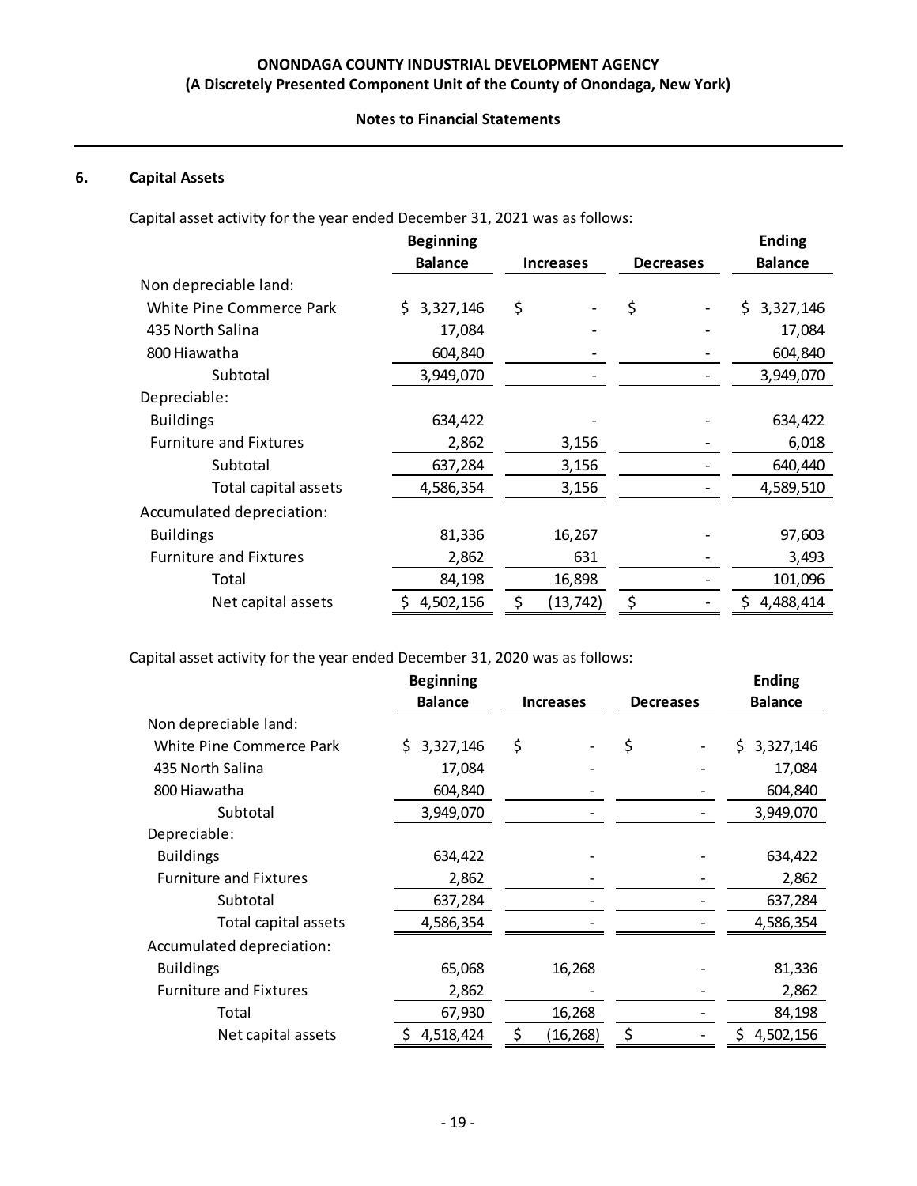## 6. Capital Assets

Capital asset activity for the year ended December 31, 2021 was as follows:

| | Beginning Balance | Increases | Decreases | Ending Balance |
|---|---|---|---|---|
| Non depreciable land: | | | | |
| White Pine Commerce Park | $ 3,327,146 | $ - | $ - | $ 3,327,146 |
| 435 North Salina | 17,084 | - | - | 17,084 |
| 800 Hiawatha | 604,840 | - | - | 604,840 |
| Subtotal | 3,949,070 | - | - | 3,949,070 |
| Depreciable: | | | | |
| Buildings | 634,422 | - | - | 634,422 |
| Furniture and Fixtures | 2,862 | 3,156 | - | 6,018 |
| Subtotal | 637,284 | 3,156 | - | 640,440 |
| Total capital assets | 4,586,354 | 3,156 | - | 4,589,510 |
| Accumulated depreciation: | | | | |
| Buildings | 81,336 | 16,267 | - | 97,603 |
| Furniture and Fixtures | 2,862 | 631 | - | 3,493 |
| Total | 84,198 | 16,898 | - | 101,096 |
| Net capital assets | $ 4,502,156 | $ (13,742) | $ - | $ 4,488,414 |

Capital asset activity for the year ended December 31, 2020 was as follows:

| | Beginning Balance | Increases | Decreases | Ending Balance |
|---|---|---|---|---|
| Non depreciable land: | | | | |
| White Pine Commerce Park | $ 3,327,146 | $ - | $ - | $ 3,327,146 |
| 435 North Salina | 17,084 | - | - | 17,084 |
| 800 Hiawatha | 604,840 | - | - | 604,840 |
| Subtotal | 3,949,070 | - | - | 3,949,070 |
| Depreciable: | | | | |
| Buildings | 634,422 | - | - | 634,422 |
| Furniture and Fixtures | 2,862 | - | - | 2,862 |
| Subtotal | 637,284 | - | - | 637,284 |
| Total capital assets | 4,586,354 | - | - | 4,586,354 |
| Accumulated depreciation: | | | | |
| Buildings | 65,068 | 16,268 | - | 81,336 |
| Furniture and Fixtures | 2,862 | - | - | 2,862 |
| Total | 67,930 | 16,268 | - | 84,198 |
| Net capital assets | $ 4,518,424 | $ (16,268) | $ - | $ 4,502,156 |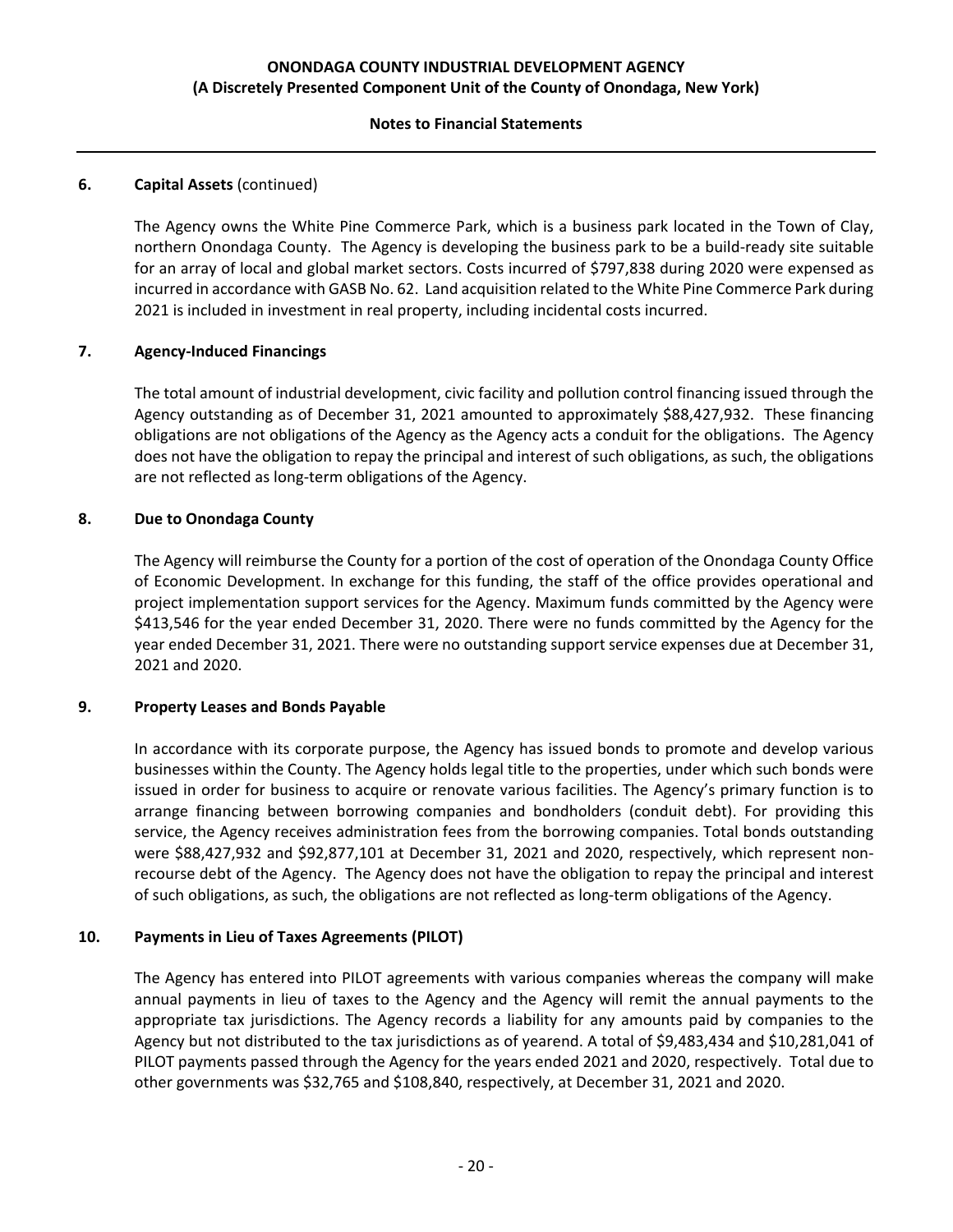## 6. Capital Assets (continued)

The Agency owns the White Pine Commerce Park, which is a business park located in the Town of Clay, northern Onondaga County. The Agency is developing the business park to be a build-ready site suitable for an array of local and global market sectors. Costs incurred of $797,838 during 2020 were expensed as incurred in accordance with GASB No. 62. Land acquisition related to the White Pine Commerce Park during 2021 is included in investment in real property, including incidental costs incurred.

## 7. Agency-Induced Financings

The total amount of industrial development, civic facility and pollution control financing issued through the Agency outstanding as of December 31, 2021 amounted to approximately $88,427,932. These financing obligations are not obligations of the Agency as the Agency acts a conduit for the obligations. The Agency does not have the obligation to repay the principal and interest of such obligations, as such, the obligations are not reflected as long-term obligations of the Agency.

## 8. Due to Onondaga County

The Agency will reimburse the County for a portion of the cost of operation of the Onondaga County Office of Economic Development. In exchange for this funding, the staff of the office provides operational and project implementation support services for the Agency. Maximum funds committed by the Agency were $413,546 for the year ended December 31, 2020. There were no funds committed by the Agency for the year ended December 31, 2021. There were no outstanding support service expenses due at December 31, 2021 and 2020.

## 9. Property Leases and Bonds Payable

In accordance with its corporate purpose, the Agency has issued bonds to promote and develop various businesses within the County. The Agency holds legal title to the properties, under which such bonds were issued in order for business to acquire or renovate various facilities. The Agency's primary function is to arrange financing between borrowing companies and bondholders (conduit debt). For providing this service, the Agency receives administration fees from the borrowing companies. Total bonds outstanding were $88,427,932 and $92,877,101 at December 31, 2021 and 2020, respectively, which represent non-recourse debt of the Agency. The Agency does not have the obligation to repay the principal and interest of such obligations, as such, the obligations are not reflected as long-term obligations of the Agency.

## 10. Payments in Lieu of Taxes Agreements (PILOT)

The Agency has entered into PILOT agreements with various companies whereas the company will make annual payments in lieu of taxes to the Agency and the Agency will remit the annual payments to the appropriate tax jurisdictions. The Agency records a liability for any amounts paid by companies to the Agency but not distributed to the tax jurisdictions as of yearend. A total of $9,483,434 and $10,281,041 of PILOT payments passed through the Agency for the years ended 2021 and 2020, respectively. Total due to other governments was $32,765 and $108,840, respectively, at December 31, 2021 and 2020.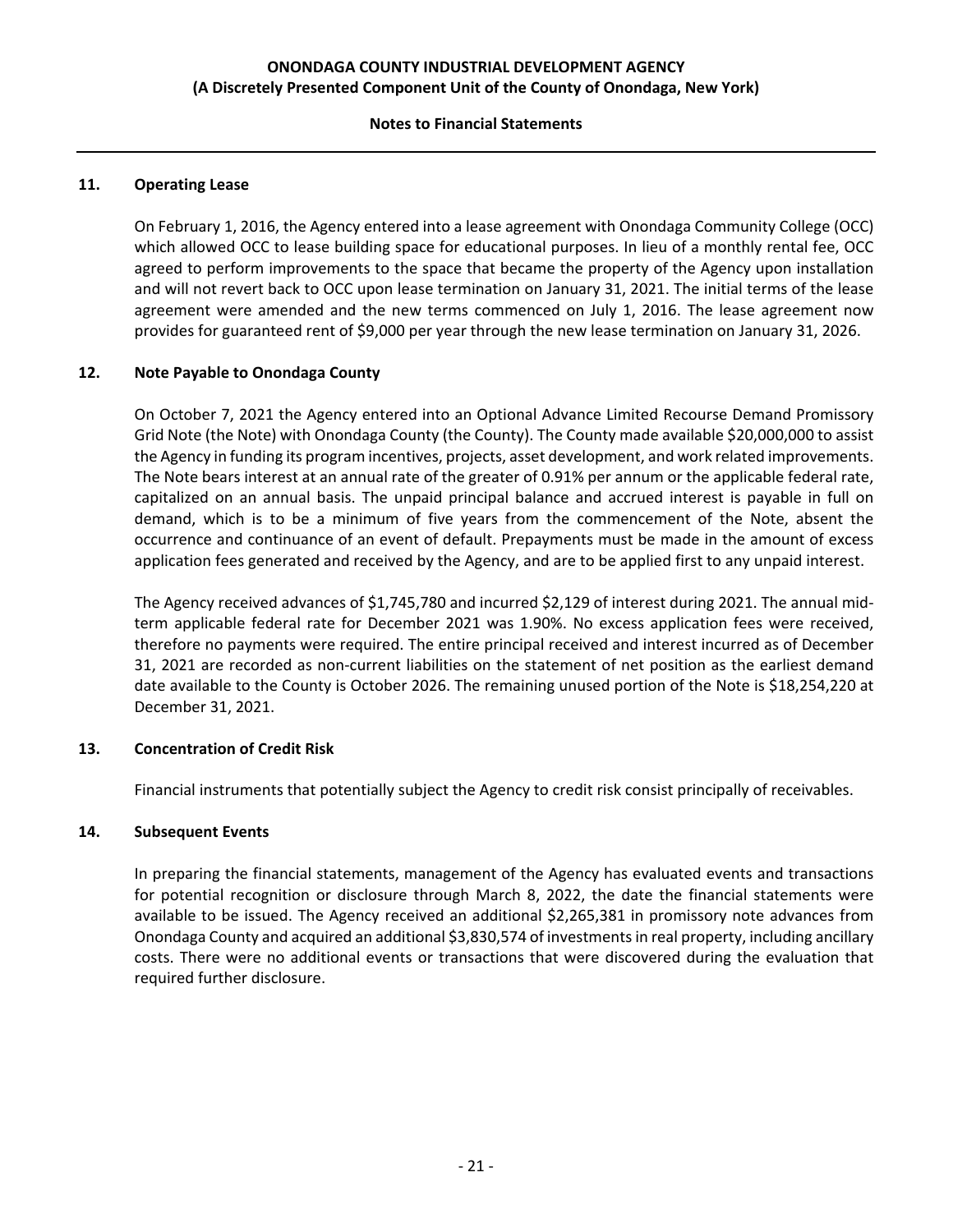## 11. Operating Lease

On February 1, 2016, the Agency entered into a lease agreement with Onondaga Community College (OCC) which allowed OCC to lease building space for educational purposes. In lieu of a monthly rental fee, OCC agreed to perform improvements to the space that became the property of the Agency upon installation and will not revert back to OCC upon lease termination on January 31, 2021. The initial terms of the lease agreement were amended and the new terms commenced on July 1, 2016. The lease agreement now provides for guaranteed rent of $9,000 per year through the new lease termination on January 31, 2026.

## 12. Note Payable to Onondaga County

On October 7, 2021 the Agency entered into an Optional Advance Limited Recourse Demand Promissory Grid Note (the Note) with Onondaga County (the County). The County made available $20,000,000 to assist the Agency in funding its program incentives, projects, asset development, and work related improvements. The Note bears interest at an annual rate of the greater of 0.91% per annum or the applicable federal rate, capitalized on an annual basis. The unpaid principal balance and accrued interest is payable in full on demand, which is to be a minimum of five years from the commencement of the Note, absent the occurrence and continuance of an event of default. Prepayments must be made in the amount of excess application fees generated and received by the Agency, and are to be applied first to any unpaid interest.

The Agency received advances of $1,745,780 and incurred $2,129 of interest during 2021. The annual mid-term applicable federal rate for December 2021 was 1.90%. No excess application fees were received, therefore no payments were required. The entire principal received and interest incurred as of December 31, 2021 are recorded as non-current liabilities on the statement of net position as the earliest demand date available to the County is October 2026. The remaining unused portion of the Note is $18,254,220 at December 31, 2021.

## 13. Concentration of Credit Risk

Financial instruments that potentially subject the Agency to credit risk consist principally of receivables.

## 14. Subsequent Events

In preparing the financial statements, management of the Agency has evaluated events and transactions for potential recognition or disclosure through March 8, 2022, the date the financial statements were available to be issued. The Agency received an additional $2,265,381 in promissory note advances from Onondaga County and acquired an additional $3,830,574 of investments in real property, including ancillary costs. There were no additional events or transactions that were discovered during the evaluation that required further disclosure.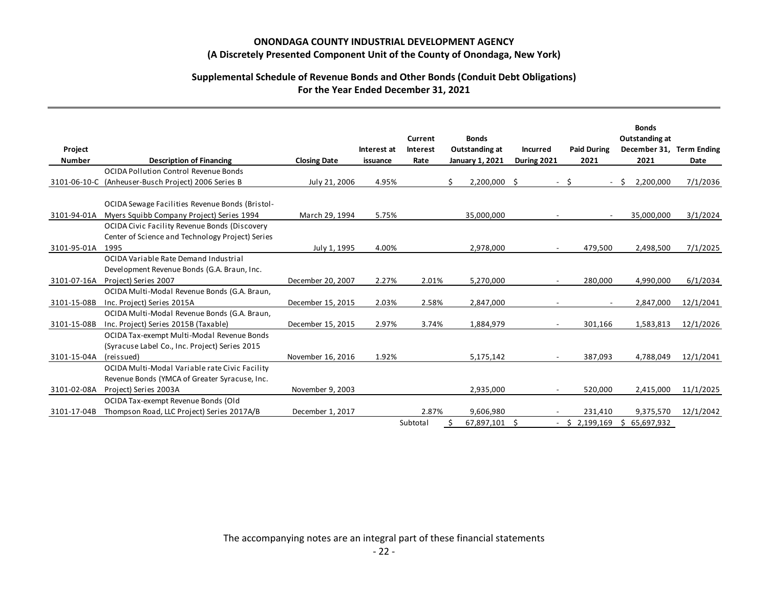# ONONDAGA COUNTY INDUSTRIAL DEVELOPMENT AGENCY
## (A Discretely Presented Component Unit of the County of Onondaga, New York)

### Supplemental Schedule of Revenue Bonds and Other Bonds (Conduit Debt Obligations)
### For the Year Ended December 31, 2021

| Project Number | Description of Financing | Closing Date | Interest at issuance | Current Interest Rate | Bonds Outstanding at January 1, 2021 | Incurred During 2021 | Paid During 2021 | Bonds Outstanding at December 31, 2021 | Term Ending Date |
|---|---|---|---|---|---|---|---|---|---|
| 3101-06-10-C | OCIDA Pollution Control Revenue Bonds (Anheuser-Busch Project) 2006 Series B | July 21, 2006 | 4.95% | | $ 2,200,000 | $ - | $ - | $ 2,200,000 | 7/1/2036 |
| 3101-94-01A | OCIDA Sewage Facilities Revenue Bonds (Bristol-Myers Squibb Company Project) Series 1994 | March 29, 1994 | 5.75% | | 35,000,000 | - | - | 35,000,000 | 3/1/2024 |
| 3101-95-01A | OCIDA Civic Facility Revenue Bonds (Discovery Center of Science and Technology Project) Series 1995 | July 1, 1995 | 4.00% | | 2,978,000 | - | 479,500 | 2,498,500 | 7/1/2025 |
| 3101-07-16A | OCIDA Variable Rate Demand Industrial Development Revenue Bonds (G.A. Braun, Inc. Project) Series 2007 | December 20, 2007 | 2.27% | 2.01% | 5,270,000 | - | 280,000 | 4,990,000 | 6/1/2034 |
| 3101-15-08B | OCIDA Multi-Modal Revenue Bonds (G.A. Braun, Inc. Project) Series 2015A | December 15, 2015 | 2.03% | 2.58% | 2,847,000 | - | - | 2,847,000 | 12/1/2041 |
| 3101-15-08B | OCIDA Multi-Modal Revenue Bonds (G.A. Braun, Inc. Project) Series 2015B (Taxable) | December 15, 2015 | 2.97% | 3.74% | 1,884,979 | - | 301,166 | 1,583,813 | 12/1/2026 |
| 3101-15-04A | OCIDA Tax-exempt Multi-Modal Revenue Bonds (Syracuse Label Co., Inc. Project) Series 2015 (reissued) | November 16, 2016 | 1.92% | | 5,175,142 | - | 387,093 | 4,788,049 | 12/1/2041 |
| 3101-02-08A | OCIDA Multi-Modal Variable rate Civic Facility Revenue Bonds (YMCA of Greater Syracuse, Inc. Project) Series 2003A | November 9, 2003 | | | 2,935,000 | - | 520,000 | 2,415,000 | 11/1/2025 |
| 3101-17-04B | OCIDA Tax-exempt Revenue Bonds (Old Thompson Road, LLC Project) Series 2017A/B | December 1, 2017 | | 2.87% | 9,606,980 | - | 231,410 | 9,375,570 | 12/1/2042 |
| | | | | Subtotal | $ 67,897,101 | $ - | $ 2,199,169 | $ 65,697,932 | |

The accompanying notes are an integral part of these financial statements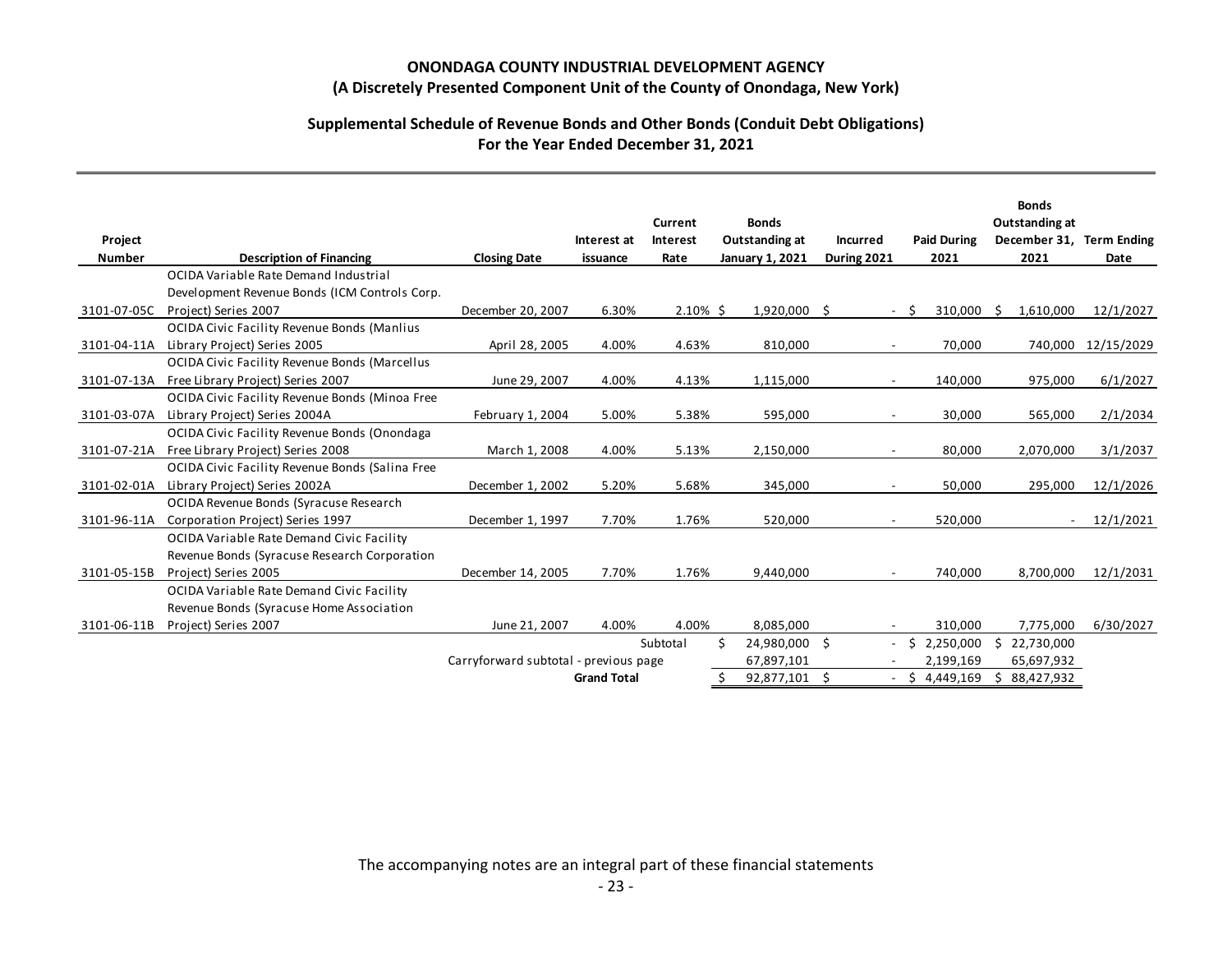**ONONDAGA COUNTY INDUSTRIAL DEVELOPMENT AGENCY**
**(A Discretely Presented Component Unit of the County of Onondaga, New York)**

## Supplemental Schedule of Revenue Bonds and Other Bonds (Conduit Debt Obligations)
### For the Year Ended December 31, 2021

| Project Number | Description of Financing | Closing Date | Interest at issuance | Current Interest Rate | Bonds Outstanding at January 1, 2021 | Incurred During 2021 | Paid During 2021 | Bonds Outstanding at December 31, 2021 | Term Ending Date |
|---|---|---|---|---|---|---|---|---|---|
| 3101-07-05C | OCIDA Variable Rate Demand Industrial Development Revenue Bonds (ICM Controls Corp. Project) Series 2007 | December 20, 2007 | 6.30% | 2.10% | $ 1,920,000 | $ - | $ 310,000 | $ 1,610,000 | 12/1/2027 |
| 3101-04-11A | OCIDA Civic Facility Revenue Bonds (Manlius Library Project) Series 2005 | April 28, 2005 | 4.00% | 4.63% | 810,000 | - | 70,000 | 740,000 | 12/15/2029 |
| 3101-07-13A | OCIDA Civic Facility Revenue Bonds (Marcellus Free Library Project) Series 2007 | June 29, 2007 | 4.00% | 4.13% | 1,115,000 | - | 140,000 | 975,000 | 6/1/2027 |
| 3101-03-07A | OCIDA Civic Facility Revenue Bonds (Minoa Free Library Project) Series 2004A | February 1, 2004 | 5.00% | 5.38% | 595,000 | - | 30,000 | 565,000 | 2/1/2034 |
| 3101-07-21A | OCIDA Civic Facility Revenue Bonds (Onondaga Free Library Project) Series 2008 | March 1, 2008 | 4.00% | 5.13% | 2,150,000 | - | 80,000 | 2,070,000 | 3/1/2037 |
| 3101-02-01A | OCIDA Civic Facility Revenue Bonds (Salina Free Library Project) Series 2002A | December 1, 2002 | 5.20% | 5.68% | 345,000 | - | 50,000 | 295,000 | 12/1/2026 |
| 3101-96-11A | OCIDA Revenue Bonds (Syracuse Research Corporation Project) Series 1997 | December 1, 1997 | 7.70% | 1.76% | 520,000 | - | 520,000 | - | 12/1/2021 |
| 3101-05-15B | OCIDA Variable Rate Demand Civic Facility Revenue Bonds (Syracuse Research Corporation Project) Series 2005 | December 14, 2005 | 7.70% | 1.76% | 9,440,000 | - | 740,000 | 8,700,000 | 12/1/2031 |
| 3101-06-11B | OCIDA Variable Rate Demand Civic Facility Revenue Bonds (Syracuse Home Association Project) Series 2007 | June 21, 2007 | 4.00% | 4.00% | 8,085,000 | - | 310,000 | 7,775,000 | 6/30/2027 |
| | | | | Subtotal | $ 24,980,000 | $ - | $ 2,250,000 | $ 22,730,000 | |
| | | Carryforward subtotal - previous page | | | 67,897,101 | - | 2,199,169 | 65,697,932 | |
| | | | **Grand Total** | | $ 92,877,101 | $ - | $ 4,449,169 | $ 88,427,932 | |

The accompanying notes are an integral part of these financial statements